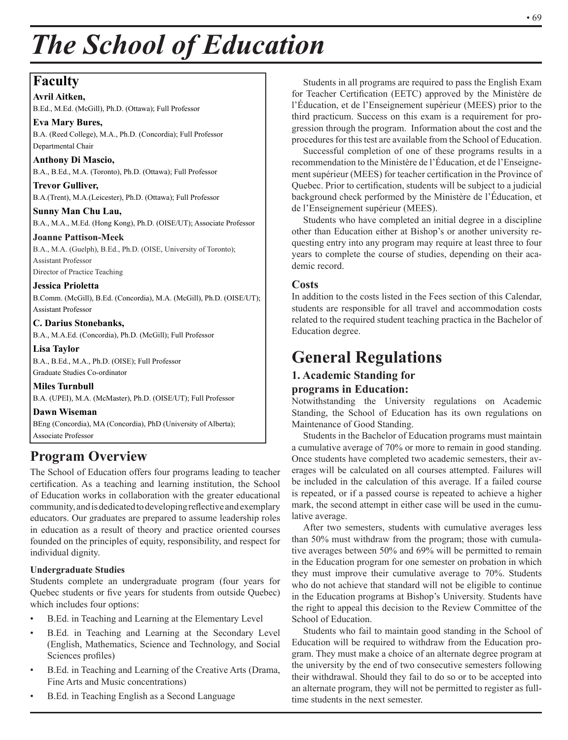# *The School of Education*

## Faculty

**Avril Aitken,**
B.Ed., M.Ed. (McGill), Ph.D. (Ottawa); Full Professor

**Eva Mary Bures,**
B.A. (Reed College), M.A., Ph.D. (Concordia); Full Professor
Departmental Chair

**Anthony Di Mascio,**
B.A., B.Ed., M.A. (Toronto), Ph.D. (Ottawa); Full Professor

**Trevor Gulliver,**
B.A.(Trent), M.A.(Leicester), Ph.D. (Ottawa); Full Professor

**Sunny Man Chu Lau,**
B.A., M.A., M.Ed. (Hong Kong), Ph.D. (OISE/UT); Associate Professor

**Joanne Pattison-Meek**
B.A., M.A. (Guelph), B.Ed., Ph.D. (OISE, University of Toronto);
Assistant Professor
Director of Practice Teaching

**Jessica Prioletta**
B.Comm. (McGill), B.Ed. (Concordia), M.A. (McGill), Ph.D. (OISE/UT);
Assistant Professor

**C. Darius Stonebanks,**
B.A., M.A.Ed. (Concordia), Ph.D. (McGill); Full Professor

**Lisa Taylor**
B.A., B.Ed., M.A., Ph.D. (OISE); Full Professor
Graduate Studies Co-ordinator

**Miles Turnbull**
B.A. (UPEI), M.A. (McMaster), Ph.D. (OISE/UT); Full Professor

**Dawn Wiseman**
BEng (Concordia), MA (Concordia), PhD (University of Alberta);
Associate Professor

## Program Overview

The School of Education offers four programs leading to teacher certification. As a teaching and learning institution, the School of Education works in collaboration with the greater educational community, and is dedicated to developing reflective and exemplary educators. Our graduates are prepared to assume leadership roles in education as a result of theory and practice oriented courses founded on the principles of equity, responsibility, and respect for individual dignity.

**Undergraduate Studies**

Students complete an undergraduate program (four years for Quebec students or five years for students from outside Quebec) which includes four options:

- B.Ed. in Teaching and Learning at the Elementary Level
- B.Ed. in Teaching and Learning at the Secondary Level (English, Mathematics, Science and Technology, and Social Sciences profiles)
- B.Ed. in Teaching and Learning of the Creative Arts (Drama, Fine Arts and Music concentrations)
- B.Ed. in Teaching English as a Second Language

Students in all programs are required to pass the English Exam for Teacher Certification (EETC) approved by the Ministère de l'Éducation, et de l'Enseignement supérieur (MEES) prior to the third practicum. Success on this exam is a requirement for progression through the program. Information about the cost and the procedures for this test are available from the School of Education.

Successful completion of one of these programs results in a recommendation to the Ministère de l'Éducation, et de l'Enseignement supérieur (MEES) for teacher certification in the Province of Quebec. Prior to certification, students will be subject to a judicial background check performed by the Ministère de l'Éducation, et de l'Enseignement supérieur (MEES).

Students who have completed an initial degree in a discipline other than Education either at Bishop's or another university requesting entry into any program may require at least three to four years to complete the course of studies, depending on their academic record.

### Costs

In addition to the costs listed in the Fees section of this Calendar, students are responsible for all travel and accommodation costs related to the required student teaching practica in the Bachelor of Education degree.

## General Regulations

### 1. Academic Standing for programs in Education:

Notwithstanding the University regulations on Academic Standing, the School of Education has its own regulations on Maintenance of Good Standing.

Students in the Bachelor of Education programs must maintain a cumulative average of 70% or more to remain in good standing. Once students have completed two academic semesters, their averages will be calculated on all courses attempted. Failures will be included in the calculation of this average. If a failed course is repeated, or if a passed course is repeated to achieve a higher mark, the second attempt in either case will be used in the cumulative average.

After two semesters, students with cumulative averages less than 50% must withdraw from the program; those with cumulative averages between 50% and 69% will be permitted to remain in the Education program for one semester on probation in which they must improve their cumulative average to 70%. Students who do not achieve that standard will not be eligible to continue in the Education programs at Bishop's University. Students have the right to appeal this decision to the Review Committee of the School of Education.

Students who fail to maintain good standing in the School of Education will be required to withdraw from the Education program. They must make a choice of an alternate degree program at the university by the end of two consecutive semesters following their withdrawal. Should they fail to do so or to be accepted into an alternate program, they will not be permitted to register as full-time students in the next semester.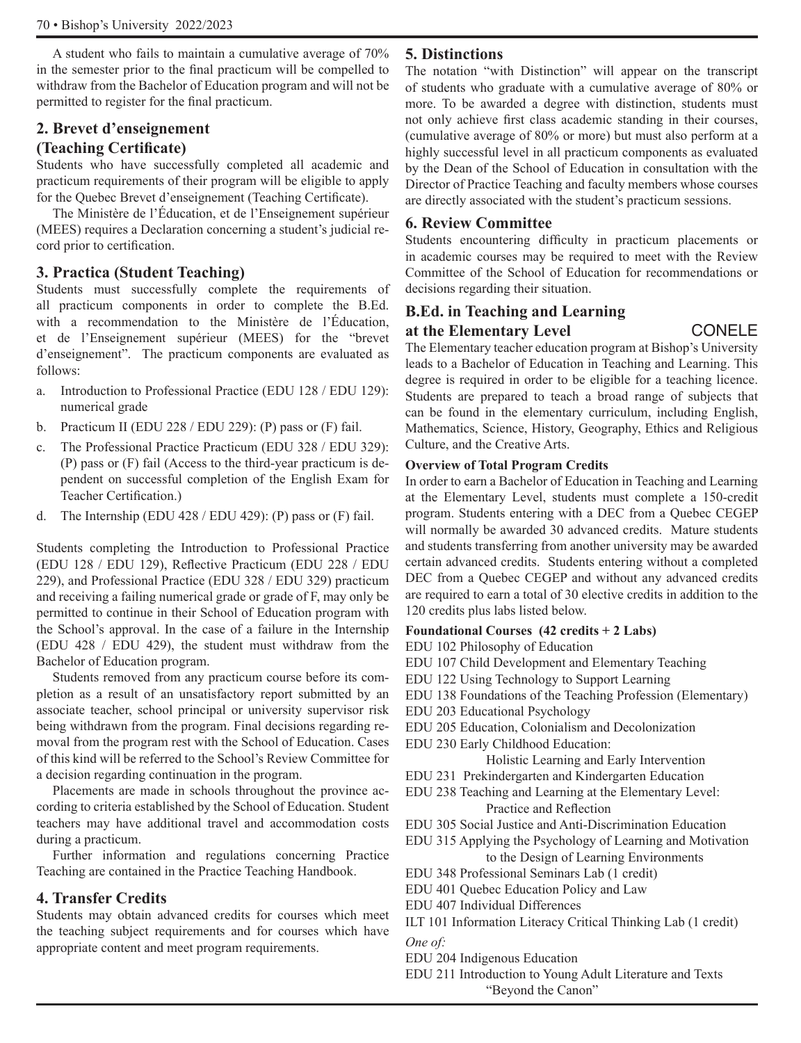A student who fails to maintain a cumulative average of 70% in the semester prior to the final practicum will be compelled to withdraw from the Bachelor of Education program and will not be permitted to register for the final practicum.

## 2. Brevet d'enseignement (Teaching Certificate)

Students who have successfully completed all academic and practicum requirements of their program will be eligible to apply for the Quebec Brevet d'enseignement (Teaching Certificate).

The Ministère de l'Éducation, et de l'Enseignement supérieur (MEES) requires a Declaration concerning a student's judicial record prior to certification.

## 3. Practica (Student Teaching)

Students must successfully complete the requirements of all practicum components in order to complete the B.Ed. with a recommendation to the Ministère de l'Éducation, et de l'Enseignement supérieur (MEES) for the "brevet d'enseignement". The practicum components are evaluated as follows:

a. Introduction to Professional Practice (EDU 128 / EDU 129): numerical grade

b. Practicum II (EDU 228 / EDU 229): (P) pass or (F) fail.

c. The Professional Practice Practicum (EDU 328 / EDU 329): (P) pass or (F) fail (Access to the third-year practicum is dependent on successful completion of the English Exam for Teacher Certification.)

d. The Internship (EDU 428 / EDU 429): (P) pass or (F) fail.

Students completing the Introduction to Professional Practice (EDU 128 / EDU 129), Reflective Practicum (EDU 228 / EDU 229), and Professional Practice (EDU 328 / EDU 329) practicum and receiving a failing numerical grade or grade of F, may only be permitted to continue in their School of Education program with the School's approval. In the case of a failure in the Internship (EDU 428 / EDU 429), the student must withdraw from the Bachelor of Education program.

Students removed from any practicum course before its completion as a result of an unsatisfactory report submitted by an associate teacher, school principal or university supervisor risk being withdrawn from the program. Final decisions regarding removal from the program rest with the School of Education. Cases of this kind will be referred to the School's Review Committee for a decision regarding continuation in the program.

Placements are made in schools throughout the province according to criteria established by the School of Education. Student teachers may have additional travel and accommodation costs during a practicum.

Further information and regulations concerning Practice Teaching are contained in the Practice Teaching Handbook.

## 4. Transfer Credits

Students may obtain advanced credits for courses which meet the teaching subject requirements and for courses which have appropriate content and meet program requirements.

## 5. Distinctions

The notation "with Distinction" will appear on the transcript of students who graduate with a cumulative average of 80% or more. To be awarded a degree with distinction, students must not only achieve first class academic standing in their courses, (cumulative average of 80% or more) but must also perform at a highly successful level in all practicum components as evaluated by the Dean of the School of Education in consultation with the Director of Practice Teaching and faculty members whose courses are directly associated with the student's practicum sessions.

## 6. Review Committee

Students encountering difficulty in practicum placements or in academic courses may be required to meet with the Review Committee of the School of Education for recommendations or decisions regarding their situation.

## B.Ed. in Teaching and Learning at the Elementary Level — CONELE

The Elementary teacher education program at Bishop's University leads to a Bachelor of Education in Teaching and Learning. This degree is required in order to be eligible for a teaching licence. Students are prepared to teach a broad range of subjects that can be found in the elementary curriculum, including English, Mathematics, Science, History, Geography, Ethics and Religious Culture, and the Creative Arts.

**Overview of Total Program Credits**

In order to earn a Bachelor of Education in Teaching and Learning at the Elementary Level, students must complete a 150-credit program. Students entering with a DEC from a Quebec CEGEP will normally be awarded 30 advanced credits. Mature students and students transferring from another university may be awarded certain advanced credits. Students entering without a completed DEC from a Quebec CEGEP and without any advanced credits are required to earn a total of 30 elective credits in addition to the 120 credits plus labs listed below.

**Foundational Courses (42 credits + 2 Labs)**

EDU 102 Philosophy of Education
EDU 107 Child Development and Elementary Teaching
EDU 122 Using Technology to Support Learning
EDU 138 Foundations of the Teaching Profession (Elementary)
EDU 203 Educational Psychology
EDU 205 Education, Colonialism and Decolonization
EDU 230 Early Childhood Education: Holistic Learning and Early Intervention
EDU 231 Prekindergarten and Kindergarten Education
EDU 238 Teaching and Learning at the Elementary Level: Practice and Reflection
EDU 305 Social Justice and Anti-Discrimination Education
EDU 315 Applying the Psychology of Learning and Motivation to the Design of Learning Environments
EDU 348 Professional Seminars Lab (1 credit)
EDU 401 Quebec Education Policy and Law
EDU 407 Individual Differences
ILT 101 Information Literacy Critical Thinking Lab (1 credit)

*One of:*

EDU 204 Indigenous Education
EDU 211 Introduction to Young Adult Literature and Texts "Beyond the Canon"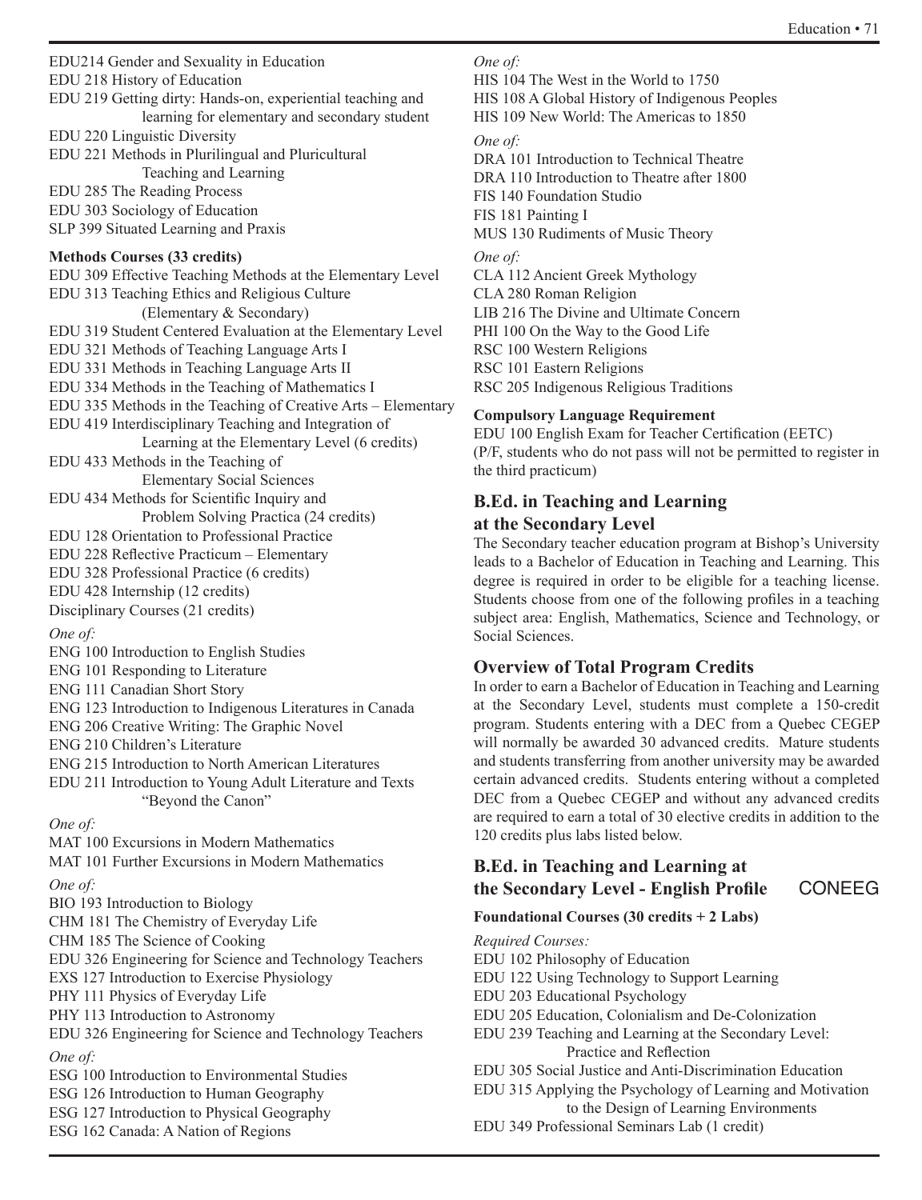EDU214 Gender and Sexuality in Education
EDU 218 History of Education
EDU 219 Getting dirty: Hands-on, experiential teaching and learning for elementary and secondary student
EDU 220 Linguistic Diversity
EDU 221 Methods in Plurilingual and Pluricultural Teaching and Learning
EDU 285 The Reading Process
EDU 303 Sociology of Education
SLP 399 Situated Learning and Praxis

**Methods Courses (33 credits)**

EDU 309 Effective Teaching Methods at the Elementary Level
EDU 313 Teaching Ethics and Religious Culture (Elementary & Secondary)
EDU 319 Student Centered Evaluation at the Elementary Level
EDU 321 Methods of Teaching Language Arts I
EDU 331 Methods in Teaching Language Arts II
EDU 334 Methods in the Teaching of Mathematics I
EDU 335 Methods in the Teaching of Creative Arts – Elementary
EDU 419 Interdisciplinary Teaching and Integration of Learning at the Elementary Level (6 credits)
EDU 433 Methods in the Teaching of Elementary Social Sciences
EDU 434 Methods for Scientific Inquiry and Problem Solving Practica (24 credits)
EDU 128 Orientation to Professional Practice
EDU 228 Reflective Practicum – Elementary
EDU 328 Professional Practice (6 credits)
EDU 428 Internship (12 credits)
Disciplinary Courses (21 credits)

*One of:*

ENG 100 Introduction to English Studies
ENG 101 Responding to Literature
ENG 111 Canadian Short Story
ENG 123 Introduction to Indigenous Literatures in Canada
ENG 206 Creative Writing: The Graphic Novel
ENG 210 Children's Literature
ENG 215 Introduction to North American Literatures
EDU 211 Introduction to Young Adult Literature and Texts "Beyond the Canon"

*One of:*

MAT 100 Excursions in Modern Mathematics
MAT 101 Further Excursions in Modern Mathematics

*One of:*

BIO 193 Introduction to Biology
CHM 181 The Chemistry of Everyday Life
CHM 185 The Science of Cooking
EDU 326 Engineering for Science and Technology Teachers
EXS 127 Introduction to Exercise Physiology
PHY 111 Physics of Everyday Life
PHY 113 Introduction to Astronomy
EDU 326 Engineering for Science and Technology Teachers

*One of:*

ESG 100 Introduction to Environmental Studies
ESG 126 Introduction to Human Geography
ESG 127 Introduction to Physical Geography
ESG 162 Canada: A Nation of Regions

*One of:*

HIS 104 The West in the World to 1750
HIS 108 A Global History of Indigenous Peoples
HIS 109 New World: The Americas to 1850

*One of:*

DRA 101 Introduction to Technical Theatre
DRA 110 Introduction to Theatre after 1800
FIS 140 Foundation Studio
FIS 181 Painting I
MUS 130 Rudiments of Music Theory

*One of:*

CLA 112 Ancient Greek Mythology
CLA 280 Roman Religion
LIB 216 The Divine and Ultimate Concern
PHI 100 On the Way to the Good Life
RSC 100 Western Religions
RSC 101 Eastern Religions
RSC 205 Indigenous Religious Traditions

**Compulsory Language Requirement**

EDU 100 English Exam for Teacher Certification (EETC) (P/F, students who do not pass will not be permitted to register in the third practicum)

## B.Ed. in Teaching and Learning at the Secondary Level

The Secondary teacher education program at Bishop's University leads to a Bachelor of Education in Teaching and Learning. This degree is required in order to be eligible for a teaching license. Students choose from one of the following profiles in a teaching subject area: English, Mathematics, Science and Technology, or Social Sciences.

## Overview of Total Program Credits

In order to earn a Bachelor of Education in Teaching and Learning at the Secondary Level, students must complete a 150-credit program. Students entering with a DEC from a Quebec CEGEP will normally be awarded 30 advanced credits. Mature students and students transferring from another university may be awarded certain advanced credits. Students entering without a completed DEC from a Quebec CEGEP and without any advanced credits are required to earn a total of 30 elective credits in addition to the 120 credits plus labs listed below.

## B.Ed. in Teaching and Learning at the Secondary Level - English Profile CONEEG

**Foundational Courses (30 credits + 2 Labs)**

*Required Courses:*

EDU 102 Philosophy of Education
EDU 122 Using Technology to Support Learning
EDU 203 Educational Psychology
EDU 205 Education, Colonialism and De-Colonization
EDU 239 Teaching and Learning at the Secondary Level: Practice and Reflection
EDU 305 Social Justice and Anti-Discrimination Education
EDU 315 Applying the Psychology of Learning and Motivation to the Design of Learning Environments
EDU 349 Professional Seminars Lab (1 credit)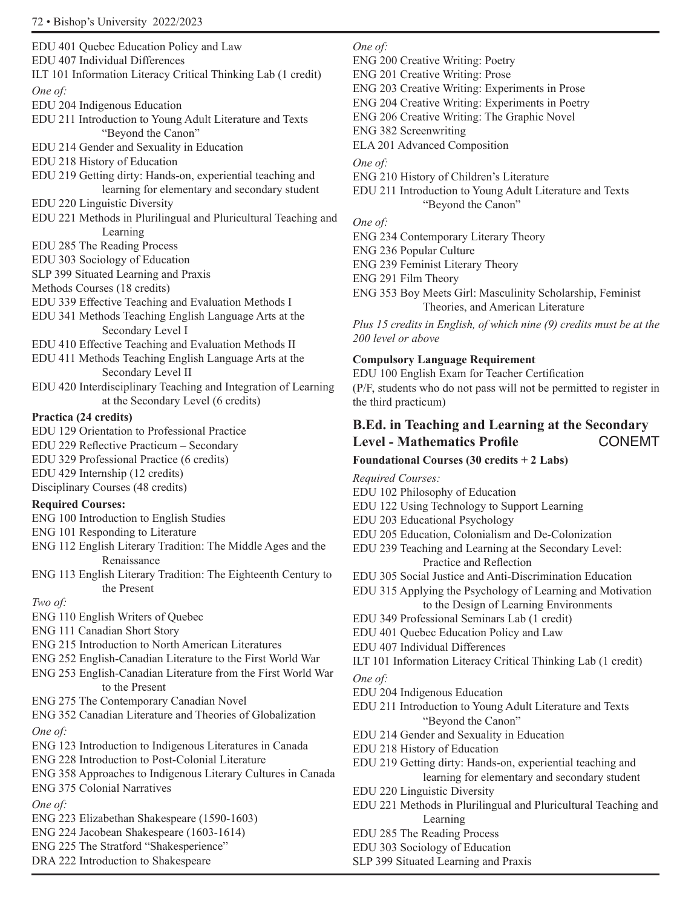EDU 401 Quebec Education Policy and Law
EDU 407 Individual Differences
ILT 101 Information Literacy Critical Thinking Lab (1 credit)

*One of:*

EDU 204 Indigenous Education
EDU 211 Introduction to Young Adult Literature and Texts "Beyond the Canon"
EDU 214 Gender and Sexuality in Education
EDU 218 History of Education
EDU 219 Getting dirty: Hands-on, experiential teaching and learning for elementary and secondary student
EDU 220 Linguistic Diversity
EDU 221 Methods in Plurilingual and Pluricultural Teaching and Learning
EDU 285 The Reading Process
EDU 303 Sociology of Education
SLP 399 Situated Learning and Praxis

Methods Courses (18 credits)

EDU 339 Effective Teaching and Evaluation Methods I
EDU 341 Methods Teaching English Language Arts at the Secondary Level I
EDU 410 Effective Teaching and Evaluation Methods II
EDU 411 Methods Teaching English Language Arts at the Secondary Level II
EDU 420 Interdisciplinary Teaching and Integration of Learning at the Secondary Level (6 credits)

**Practica (24 credits)**

EDU 129 Orientation to Professional Practice
EDU 229 Reflective Practicum – Secondary
EDU 329 Professional Practice (6 credits)
EDU 429 Internship (12 credits)

Disciplinary Courses (48 credits)

**Required Courses:**

ENG 100 Introduction to English Studies
ENG 101 Responding to Literature
ENG 112 English Literary Tradition: The Middle Ages and the Renaissance
ENG 113 English Literary Tradition: The Eighteenth Century to the Present

*Two of:*

ENG 110 English Writers of Quebec
ENG 111 Canadian Short Story
ENG 215 Introduction to North American Literatures
ENG 252 English-Canadian Literature to the First World War
ENG 253 English-Canadian Literature from the First World War to the Present
ENG 275 The Contemporary Canadian Novel
ENG 352 Canadian Literature and Theories of Globalization

*One of:*

ENG 123 Introduction to Indigenous Literatures in Canada
ENG 228 Introduction to Post-Colonial Literature
ENG 358 Approaches to Indigenous Literary Cultures in Canada
ENG 375 Colonial Narratives

*One of:*

ENG 223 Elizabethan Shakespeare (1590-1603)
ENG 224 Jacobean Shakespeare (1603-1614)
ENG 225 The Stratford "Shakesperience"
DRA 222 Introduction to Shakespeare

*One of:*

ENG 200 Creative Writing: Poetry
ENG 201 Creative Writing: Prose
ENG 203 Creative Writing: Experiments in Prose
ENG 204 Creative Writing: Experiments in Poetry
ENG 206 Creative Writing: The Graphic Novel
ENG 382 Screenwriting
ELA 201 Advanced Composition

*One of:*

ENG 210 History of Children's Literature
EDU 211 Introduction to Young Adult Literature and Texts "Beyond the Canon"

*One of:*

ENG 234 Contemporary Literary Theory
ENG 236 Popular Culture
ENG 239 Feminist Literary Theory
ENG 291 Film Theory
ENG 353 Boy Meets Girl: Masculinity Scholarship, Feminist Theories, and American Literature

*Plus 15 credits in English, of which nine (9) credits must be at the 200 level or above*

**Compulsory Language Requirement**

EDU 100 English Exam for Teacher Certification
(P/F, students who do not pass will not be permitted to register in the third practicum)

## B.Ed. in Teaching and Learning at the Secondary Level - Mathematics Profile CONEMT

**Foundational Courses (30 credits + 2 Labs)**

*Required Courses:*

EDU 102 Philosophy of Education
EDU 122 Using Technology to Support Learning
EDU 203 Educational Psychology
EDU 205 Education, Colonialism and De-Colonization
EDU 239 Teaching and Learning at the Secondary Level: Practice and Reflection
EDU 305 Social Justice and Anti-Discrimination Education
EDU 315 Applying the Psychology of Learning and Motivation to the Design of Learning Environments
EDU 349 Professional Seminars Lab (1 credit)
EDU 401 Quebec Education Policy and Law
EDU 407 Individual Differences
ILT 101 Information Literacy Critical Thinking Lab (1 credit)

*One of:*

EDU 204 Indigenous Education
EDU 211 Introduction to Young Adult Literature and Texts "Beyond the Canon"
EDU 214 Gender and Sexuality in Education
EDU 218 History of Education
EDU 219 Getting dirty: Hands-on, experiential teaching and learning for elementary and secondary student
EDU 220 Linguistic Diversity
EDU 221 Methods in Plurilingual and Pluricultural Teaching and Learning
EDU 285 The Reading Process
EDU 303 Sociology of Education
SLP 399 Situated Learning and Praxis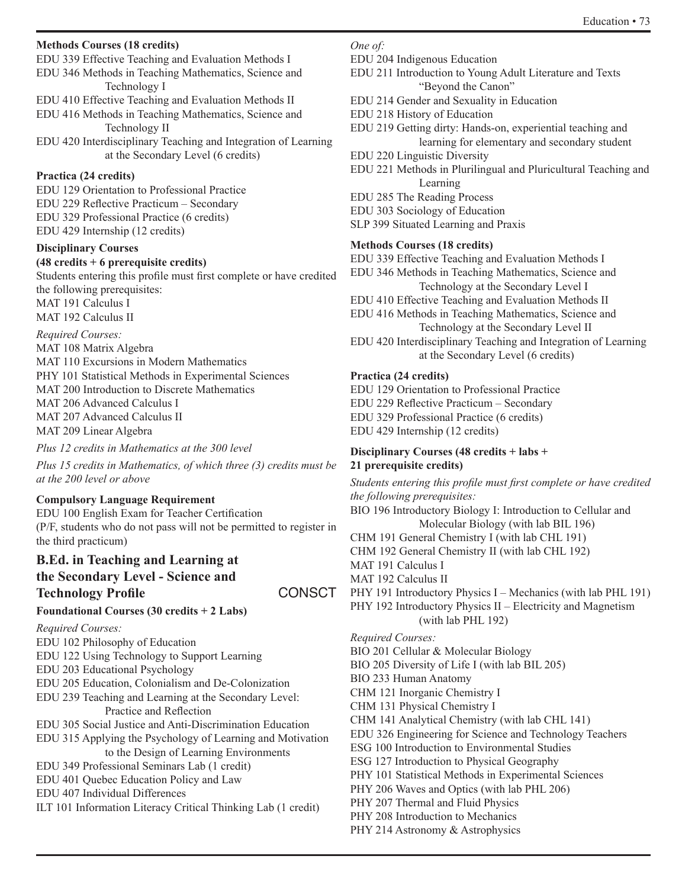**Methods Courses (18 credits)**

EDU 339 Effective Teaching and Evaluation Methods I
EDU 346 Methods in Teaching Mathematics, Science and Technology I
EDU 410 Effective Teaching and Evaluation Methods II
EDU 416 Methods in Teaching Mathematics, Science and Technology II
EDU 420 Interdisciplinary Teaching and Integration of Learning at the Secondary Level (6 credits)

**Practica (24 credits)**

EDU 129 Orientation to Professional Practice
EDU 229 Reflective Practicum – Secondary
EDU 329 Professional Practice (6 credits)
EDU 429 Internship (12 credits)

**Disciplinary Courses (48 credits + 6 prerequisite credits)**

Students entering this profile must first complete or have credited the following prerequisites:
MAT 191 Calculus I
MAT 192 Calculus II

*Required Courses:*
MAT 108 Matrix Algebra
MAT 110 Excursions in Modern Mathematics
PHY 101 Statistical Methods in Experimental Sciences
MAT 200 Introduction to Discrete Mathematics
MAT 206 Advanced Calculus I
MAT 207 Advanced Calculus II
MAT 209 Linear Algebra

*Plus 12 credits in Mathematics at the 300 level*

*Plus 15 credits in Mathematics, of which three (3) credits must be at the 200 level or above*

**Compulsory Language Requirement**

EDU 100 English Exam for Teacher Certification
(P/F, students who do not pass will not be permitted to register in the third practicum)

## B.Ed. in Teaching and Learning at the Secondary Level - Science and Technology Profile CONSCT

**Foundational Courses (30 credits + 2 Labs)**

*Required Courses:*
EDU 102 Philosophy of Education
EDU 122 Using Technology to Support Learning
EDU 203 Educational Psychology
EDU 205 Education, Colonialism and De-Colonization
EDU 239 Teaching and Learning at the Secondary Level: Practice and Reflection
EDU 305 Social Justice and Anti-Discrimination Education
EDU 315 Applying the Psychology of Learning and Motivation to the Design of Learning Environments
EDU 349 Professional Seminars Lab (1 credit)
EDU 401 Quebec Education Policy and Law
EDU 407 Individual Differences
ILT 101 Information Literacy Critical Thinking Lab (1 credit)

*One of:*
EDU 204 Indigenous Education
EDU 211 Introduction to Young Adult Literature and Texts "Beyond the Canon"
EDU 214 Gender and Sexuality in Education
EDU 218 History of Education
EDU 219 Getting dirty: Hands-on, experiential teaching and learning for elementary and secondary student
EDU 220 Linguistic Diversity
EDU 221 Methods in Plurilingual and Pluricultural Teaching and Learning
EDU 285 The Reading Process
EDU 303 Sociology of Education
SLP 399 Situated Learning and Praxis

**Methods Courses (18 credits)**

EDU 339 Effective Teaching and Evaluation Methods I
EDU 346 Methods in Teaching Mathematics, Science and Technology at the Secondary Level I
EDU 410 Effective Teaching and Evaluation Methods II
EDU 416 Methods in Teaching Mathematics, Science and Technology at the Secondary Level II
EDU 420 Interdisciplinary Teaching and Integration of Learning at the Secondary Level (6 credits)

**Practica (24 credits)**

EDU 129 Orientation to Professional Practice
EDU 229 Reflective Practicum – Secondary
EDU 329 Professional Practice (6 credits)
EDU 429 Internship (12 credits)

**Disciplinary Courses (48 credits + labs + 21 prerequisite credits)**

*Students entering this profile must first complete or have credited the following prerequisites:*
BIO 196 Introductory Biology I: Introduction to Cellular and Molecular Biology (with lab BIL 196)
CHM 191 General Chemistry I (with lab CHL 191)
CHM 192 General Chemistry II (with lab CHL 192)
MAT 191 Calculus I
MAT 192 Calculus II
PHY 191 Introductory Physics I – Mechanics (with lab PHL 191)
PHY 192 Introductory Physics II – Electricity and Magnetism (with lab PHL 192)

*Required Courses:*
BIO 201 Cellular & Molecular Biology
BIO 205 Diversity of Life I (with lab BIL 205)
BIO 233 Human Anatomy
CHM 121 Inorganic Chemistry I
CHM 131 Physical Chemistry I
CHM 141 Analytical Chemistry (with lab CHL 141)
EDU 326 Engineering for Science and Technology Teachers
ESG 100 Introduction to Environmental Studies
ESG 127 Introduction to Physical Geography
PHY 101 Statistical Methods in Experimental Sciences
PHY 206 Waves and Optics (with lab PHL 206)
PHY 207 Thermal and Fluid Physics
PHY 208 Introduction to Mechanics
PHY 214 Astronomy & Astrophysics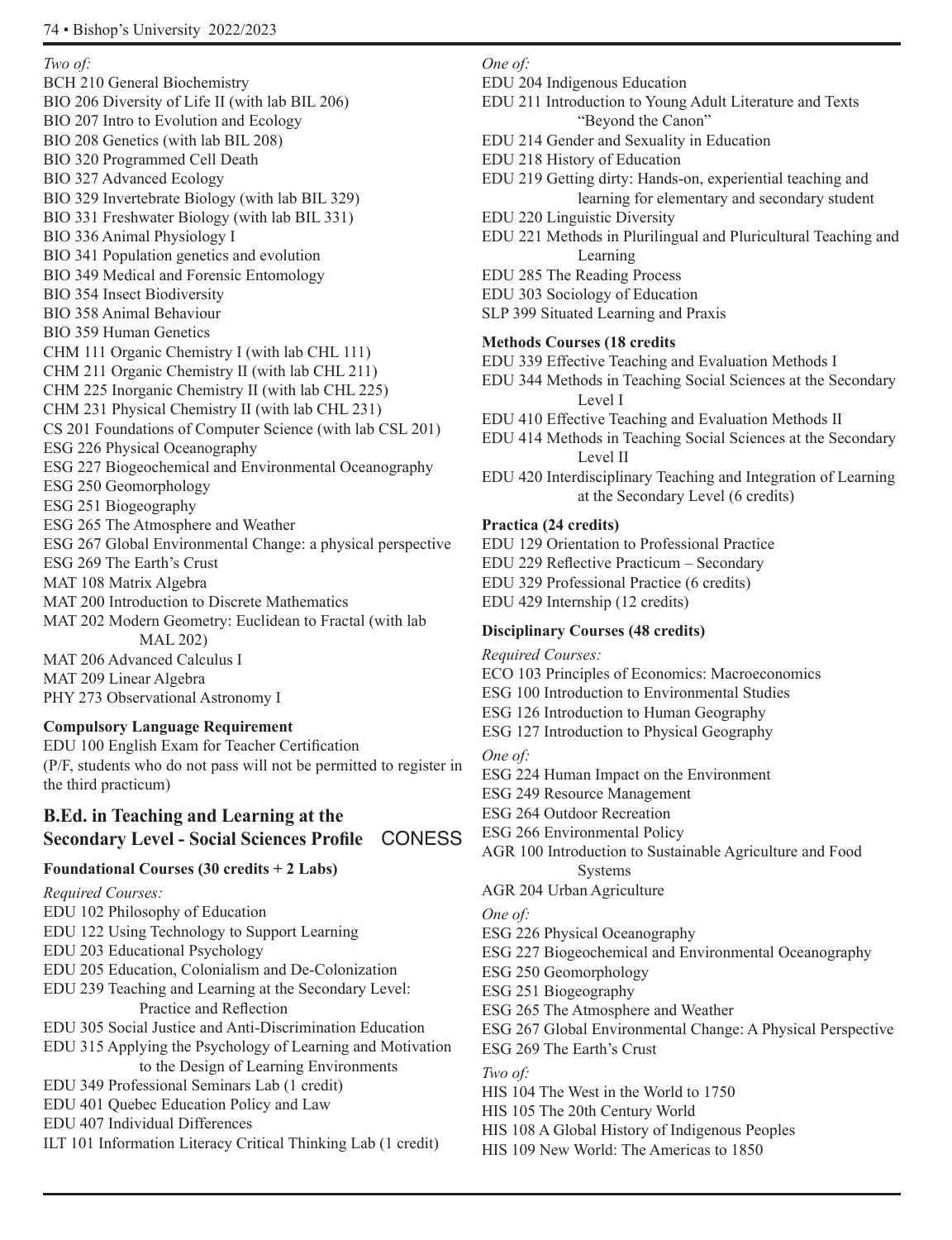*Two of:*

BCH 210 General Biochemistry
BIO 206 Diversity of Life II (with lab BIL 206)
BIO 207 Intro to Evolution and Ecology
BIO 208 Genetics (with lab BIL 208)
BIO 320 Programmed Cell Death
BIO 327 Advanced Ecology
BIO 329 Invertebrate Biology (with lab BIL 329)
BIO 331 Freshwater Biology (with lab BIL 331)
BIO 336 Animal Physiology I
BIO 341 Population genetics and evolution
BIO 349 Medical and Forensic Entomology
BIO 354 Insect Biodiversity
BIO 358 Animal Behaviour
BIO 359 Human Genetics
CHM 111 Organic Chemistry I (with lab CHL 111)
CHM 211 Organic Chemistry II (with lab CHL 211)
CHM 225 Inorganic Chemistry II (with lab CHL 225)
CHM 231 Physical Chemistry II (with lab CHL 231)
CS 201 Foundations of Computer Science (with lab CSL 201)
ESG 226 Physical Oceanography
ESG 227 Biogeochemical and Environmental Oceanography
ESG 250 Geomorphology
ESG 251 Biogeography
ESG 265 The Atmosphere and Weather
ESG 267 Global Environmental Change: a physical perspective
ESG 269 The Earth's Crust
MAT 108 Matrix Algebra
MAT 200 Introduction to Discrete Mathematics
MAT 202 Modern Geometry: Euclidean to Fractal (with lab MAL 202)
MAT 206 Advanced Calculus I
MAT 209 Linear Algebra
PHY 273 Observational Astronomy I

**Compulsory Language Requirement**

EDU 100 English Exam for Teacher Certification
(P/F, students who do not pass will not be permitted to register in the third practicum)

## B.Ed. in Teaching and Learning at the Secondary Level - Social Sciences Profile CONESS

**Foundational Courses (30 credits + 2 Labs)**

*Required Courses:*

EDU 102 Philosophy of Education
EDU 122 Using Technology to Support Learning
EDU 203 Educational Psychology
EDU 205 Education, Colonialism and De-Colonization
EDU 239 Teaching and Learning at the Secondary Level: Practice and Reflection
EDU 305 Social Justice and Anti-Discrimination Education
EDU 315 Applying the Psychology of Learning and Motivation to the Design of Learning Environments
EDU 349 Professional Seminars Lab (1 credit)
EDU 401 Quebec Education Policy and Law
EDU 407 Individual Differences
ILT 101 Information Literacy Critical Thinking Lab (1 credit)

*One of:*

EDU 204 Indigenous Education
EDU 211 Introduction to Young Adult Literature and Texts "Beyond the Canon"
EDU 214 Gender and Sexuality in Education
EDU 218 History of Education
EDU 219 Getting dirty: Hands-on, experiential teaching and learning for elementary and secondary student
EDU 220 Linguistic Diversity
EDU 221 Methods in Plurilingual and Pluricultural Teaching and Learning
EDU 285 The Reading Process
EDU 303 Sociology of Education
SLP 399 Situated Learning and Praxis

**Methods Courses (18 credits**

EDU 339 Effective Teaching and Evaluation Methods I
EDU 344 Methods in Teaching Social Sciences at the Secondary Level I
EDU 410 Effective Teaching and Evaluation Methods II
EDU 414 Methods in Teaching Social Sciences at the Secondary Level II
EDU 420 Interdisciplinary Teaching and Integration of Learning at the Secondary Level (6 credits)

**Practica (24 credits)**

EDU 129 Orientation to Professional Practice
EDU 229 Reflective Practicum – Secondary
EDU 329 Professional Practice (6 credits)
EDU 429 Internship (12 credits)

**Disciplinary Courses (48 credits)**

*Required Courses:*

ECO 103 Principles of Economics: Macroeconomics
ESG 100 Introduction to Environmental Studies
ESG 126 Introduction to Human Geography
ESG 127 Introduction to Physical Geography

*One of:*

ESG 224 Human Impact on the Environment
ESG 249 Resource Management
ESG 264 Outdoor Recreation
ESG 266 Environmental Policy
AGR 100 Introduction to Sustainable Agriculture and Food Systems
AGR 204 Urban Agriculture

*One of:*

ESG 226 Physical Oceanography
ESG 227 Biogeochemical and Environmental Oceanography
ESG 250 Geomorphology
ESG 251 Biogeography
ESG 265 The Atmosphere and Weather
ESG 267 Global Environmental Change: A Physical Perspective
ESG 269 The Earth's Crust

*Two of:*

HIS 104 The West in the World to 1750
HIS 105 The 20th Century World
HIS 108 A Global History of Indigenous Peoples
HIS 109 New World: The Americas to 1850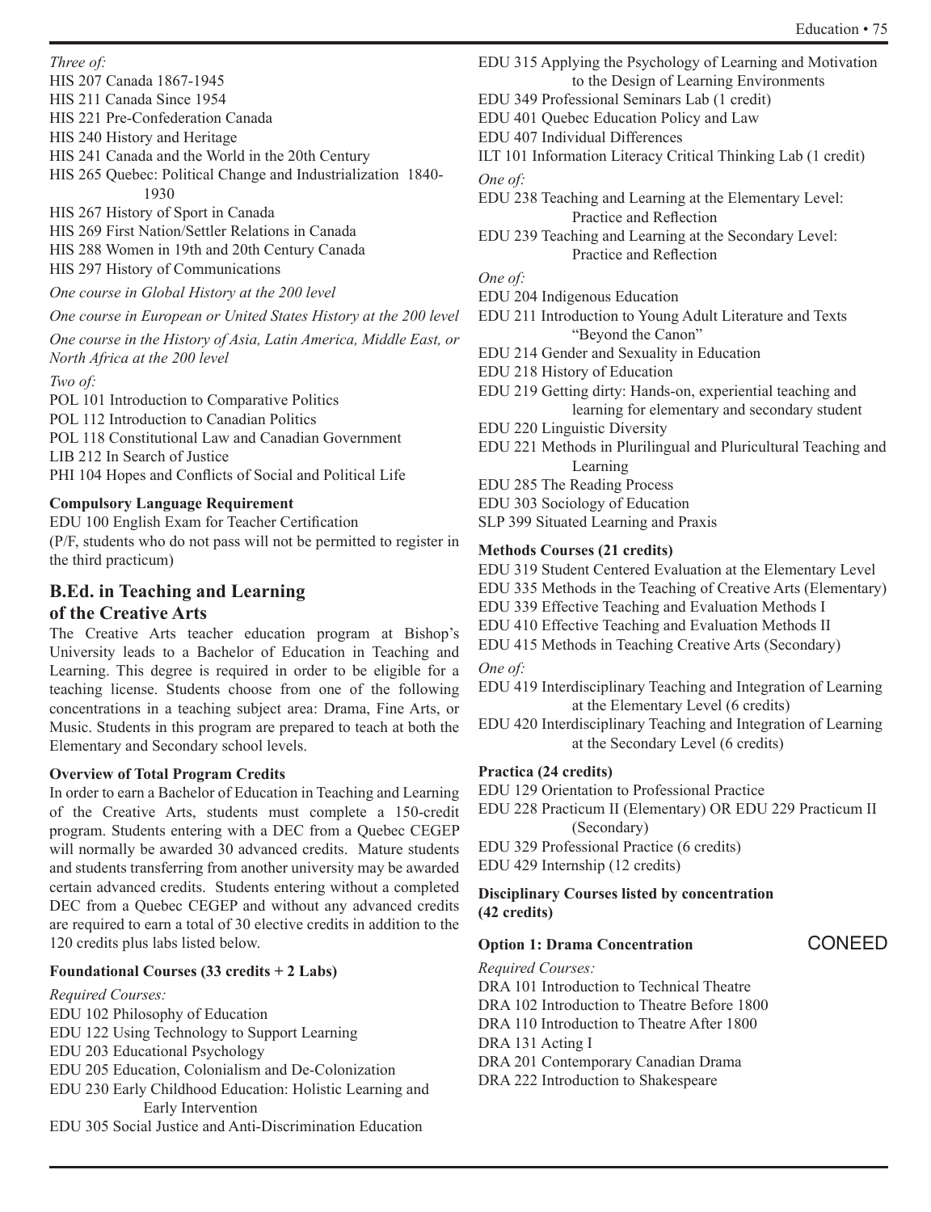*Three of:*

HIS 207 Canada 1867-1945
HIS 211 Canada Since 1954
HIS 221 Pre-Confederation Canada
HIS 240 History and Heritage
HIS 241 Canada and the World in the 20th Century
HIS 265 Quebec: Political Change and Industrialization 1840-1930
HIS 267 History of Sport in Canada
HIS 269 First Nation/Settler Relations in Canada
HIS 288 Women in 19th and 20th Century Canada
HIS 297 History of Communications

*One course in Global History at the 200 level*

*One course in European or United States History at the 200 level*

*One course in the History of Asia, Latin America, Middle East, or North Africa at the 200 level*

*Two of:*

POL 101 Introduction to Comparative Politics
POL 112 Introduction to Canadian Politics
POL 118 Constitutional Law and Canadian Government
LIB 212 In Search of Justice
PHI 104 Hopes and Conflicts of Social and Political Life

**Compulsory Language Requirement**

EDU 100 English Exam for Teacher Certification
(P/F, students who do not pass will not be permitted to register in the third practicum)

## B.Ed. in Teaching and Learning of the Creative Arts

The Creative Arts teacher education program at Bishop's University leads to a Bachelor of Education in Teaching and Learning. This degree is required in order to be eligible for a teaching license. Students choose from one of the following concentrations in a teaching subject area: Drama, Fine Arts, or Music. Students in this program are prepared to teach at both the Elementary and Secondary school levels.

**Overview of Total Program Credits**

In order to earn a Bachelor of Education in Teaching and Learning of the Creative Arts, students must complete a 150-credit program. Students entering with a DEC from a Quebec CEGEP will normally be awarded 30 advanced credits. Mature students and students transferring from another university may be awarded certain advanced credits. Students entering without a completed DEC from a Quebec CEGEP and without any advanced credits are required to earn a total of 30 elective credits in addition to the 120 credits plus labs listed below.

**Foundational Courses (33 credits + 2 Labs)**

*Required Courses:*

EDU 102 Philosophy of Education
EDU 122 Using Technology to Support Learning
EDU 203 Educational Psychology
EDU 205 Education, Colonialism and De-Colonization
EDU 230 Early Childhood Education: Holistic Learning and Early Intervention
EDU 305 Social Justice and Anti-Discrimination Education
EDU 315 Applying the Psychology of Learning and Motivation to the Design of Learning Environments
EDU 349 Professional Seminars Lab (1 credit)
EDU 401 Quebec Education Policy and Law
EDU 407 Individual Differences
ILT 101 Information Literacy Critical Thinking Lab (1 credit)

*One of:*

EDU 238 Teaching and Learning at the Elementary Level: Practice and Reflection
EDU 239 Teaching and Learning at the Secondary Level: Practice and Reflection

*One of:*

EDU 204 Indigenous Education
EDU 211 Introduction to Young Adult Literature and Texts "Beyond the Canon"
EDU 214 Gender and Sexuality in Education
EDU 218 History of Education
EDU 219 Getting dirty: Hands-on, experiential teaching and learning for elementary and secondary student
EDU 220 Linguistic Diversity
EDU 221 Methods in Plurilingual and Pluricultural Teaching and Learning
EDU 285 The Reading Process
EDU 303 Sociology of Education
SLP 399 Situated Learning and Praxis

**Methods Courses (21 credits)**

EDU 319 Student Centered Evaluation at the Elementary Level
EDU 335 Methods in the Teaching of Creative Arts (Elementary)
EDU 339 Effective Teaching and Evaluation Methods I
EDU 410 Effective Teaching and Evaluation Methods II
EDU 415 Methods in Teaching Creative Arts (Secondary)

*One of:*

EDU 419 Interdisciplinary Teaching and Integration of Learning at the Elementary Level (6 credits)
EDU 420 Interdisciplinary Teaching and Integration of Learning at the Secondary Level (6 credits)

**Practica (24 credits)**

EDU 129 Orientation to Professional Practice
EDU 228 Practicum II (Elementary) OR EDU 229 Practicum II (Secondary)
EDU 329 Professional Practice (6 credits)
EDU 429 Internship (12 credits)

**Disciplinary Courses listed by concentration (42 credits)**

**Option 1: Drama Concentration** CONEED

*Required Courses:*

DRA 101 Introduction to Technical Theatre
DRA 102 Introduction to Theatre Before 1800
DRA 110 Introduction to Theatre After 1800
DRA 131 Acting I
DRA 201 Contemporary Canadian Drama
DRA 222 Introduction to Shakespeare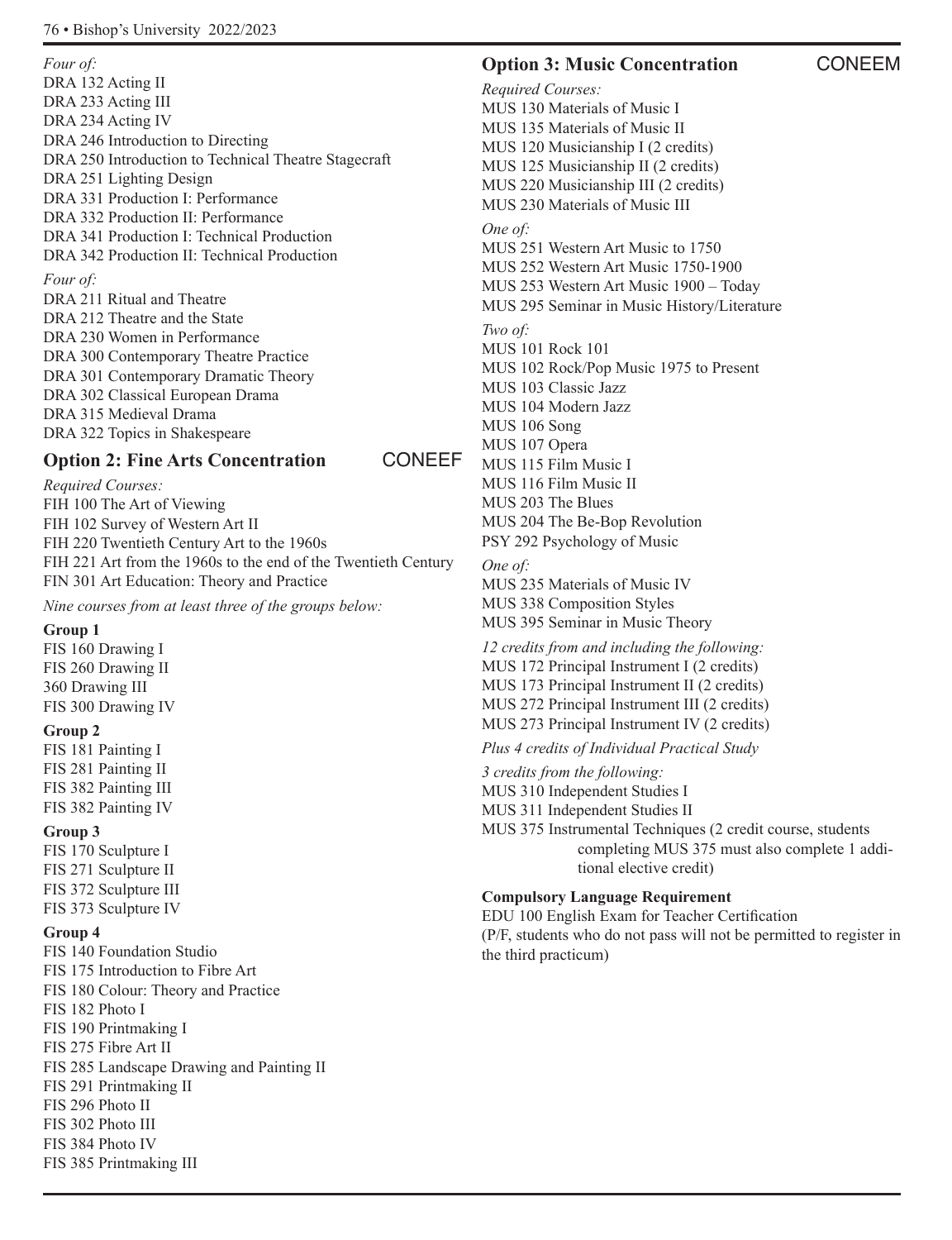*Four of:*

DRA 132 Acting II
DRA 233 Acting III
DRA 234 Acting IV
DRA 246 Introduction to Directing
DRA 250 Introduction to Technical Theatre Stagecraft
DRA 251 Lighting Design
DRA 331 Production I: Performance
DRA 332 Production II: Performance
DRA 341 Production I: Technical Production
DRA 342 Production II: Technical Production

*Four of:*

DRA 211 Ritual and Theatre
DRA 212 Theatre and the State
DRA 230 Women in Performance
DRA 300 Contemporary Theatre Practice
DRA 301 Contemporary Dramatic Theory
DRA 302 Classical European Drama
DRA 315 Medieval Drama
DRA 322 Topics in Shakespeare

## Option 2: Fine Arts Concentration CONEEF

*Required Courses:*

FIH 100 The Art of Viewing
FIH 102 Survey of Western Art II
FIH 220 Twentieth Century Art to the 1960s
FIH 221 Art from the 1960s to the end of the Twentieth Century
FIN 301 Art Education: Theory and Practice

*Nine courses from at least three of the groups below:*

**Group 1**

FIS 160 Drawing I
FIS 260 Drawing II
360 Drawing III
FIS 300 Drawing IV

**Group 2**

FIS 181 Painting I
FIS 281 Painting II
FIS 382 Painting III
FIS 382 Painting IV

**Group 3**

FIS 170 Sculpture I
FIS 271 Sculpture II
FIS 372 Sculpture III
FIS 373 Sculpture IV

**Group 4**

FIS 140 Foundation Studio
FIS 175 Introduction to Fibre Art
FIS 180 Colour: Theory and Practice
FIS 182 Photo I
FIS 190 Printmaking I
FIS 275 Fibre Art II
FIS 285 Landscape Drawing and Painting II
FIS 291 Printmaking II
FIS 296 Photo II
FIS 302 Photo III
FIS 384 Photo IV
FIS 385 Printmaking III

## Option 3: Music Concentration CONEEM

*Required Courses:*

MUS 130 Materials of Music I
MUS 135 Materials of Music II
MUS 120 Musicianship I (2 credits)
MUS 125 Musicianship II (2 credits)
MUS 220 Musicianship III (2 credits)
MUS 230 Materials of Music III

*One of:*

MUS 251 Western Art Music to 1750
MUS 252 Western Art Music 1750-1900
MUS 253 Western Art Music 1900 – Today
MUS 295 Seminar in Music History/Literature

*Two of:*

MUS 101 Rock 101
MUS 102 Rock/Pop Music 1975 to Present
MUS 103 Classic Jazz
MUS 104 Modern Jazz
MUS 106 Song
MUS 107 Opera
MUS 115 Film Music I
MUS 116 Film Music II
MUS 203 The Blues
MUS 204 The Be-Bop Revolution
PSY 292 Psychology of Music

*One of:*

MUS 235 Materials of Music IV
MUS 338 Composition Styles
MUS 395 Seminar in Music Theory

*12 credits from and including the following:*

MUS 172 Principal Instrument I (2 credits)
MUS 173 Principal Instrument II (2 credits)
MUS 272 Principal Instrument III (2 credits)
MUS 273 Principal Instrument IV (2 credits)

*Plus 4 credits of Individual Practical Study*

*3 credits from the following:*

MUS 310 Independent Studies I
MUS 311 Independent Studies II
MUS 375 Instrumental Techniques (2 credit course, students completing MUS 375 must also complete 1 additional elective credit)

**Compulsory Language Requirement**

EDU 100 English Exam for Teacher Certification
(P/F, students who do not pass will not be permitted to register in the third practicum)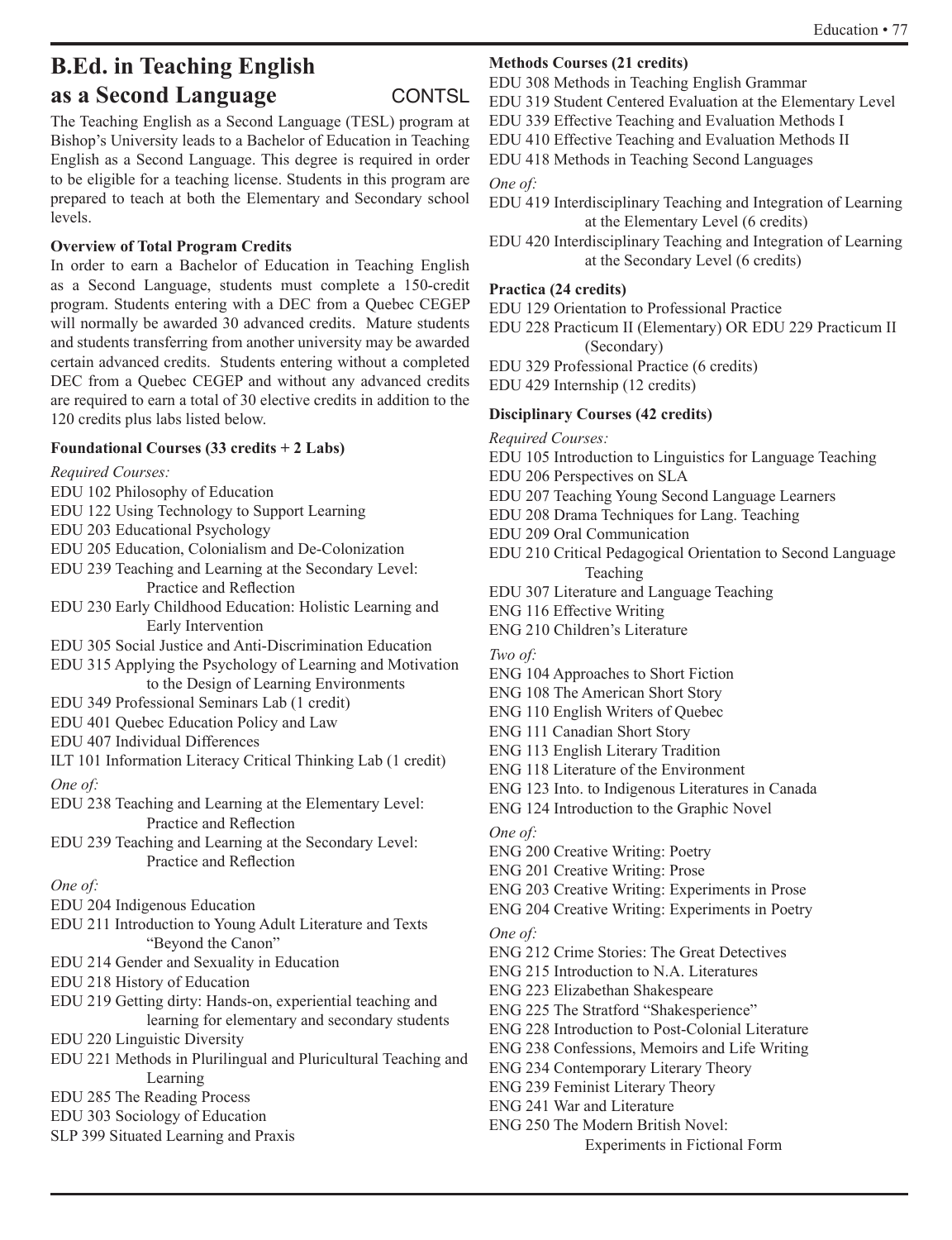## B.Ed. in Teaching English as a Second Language CONTSL

The Teaching English as a Second Language (TESL) program at Bishop's University leads to a Bachelor of Education in Teaching English as a Second Language. This degree is required in order to be eligible for a teaching license. Students in this program are prepared to teach at both the Elementary and Secondary school levels.

**Overview of Total Program Credits**

In order to earn a Bachelor of Education in Teaching English as a Second Language, students must complete a 150-credit program. Students entering with a DEC from a Quebec CEGEP will normally be awarded 30 advanced credits. Mature students and students transferring from another university may be awarded certain advanced credits. Students entering without a completed DEC from a Quebec CEGEP and without any advanced credits are required to earn a total of 30 elective credits in addition to the 120 credits plus labs listed below.

**Foundational Courses (33 credits + 2 Labs)**

*Required Courses:*

EDU 102 Philosophy of Education
EDU 122 Using Technology to Support Learning
EDU 203 Educational Psychology
EDU 205 Education, Colonialism and De-Colonization
EDU 239 Teaching and Learning at the Secondary Level: Practice and Reflection
EDU 230 Early Childhood Education: Holistic Learning and Early Intervention
EDU 305 Social Justice and Anti-Discrimination Education
EDU 315 Applying the Psychology of Learning and Motivation to the Design of Learning Environments
EDU 349 Professional Seminars Lab (1 credit)
EDU 401 Quebec Education Policy and Law
EDU 407 Individual Differences
ILT 101 Information Literacy Critical Thinking Lab (1 credit)

*One of:*

EDU 238 Teaching and Learning at the Elementary Level: Practice and Reflection
EDU 239 Teaching and Learning at the Secondary Level: Practice and Reflection

*One of:*

EDU 204 Indigenous Education
EDU 211 Introduction to Young Adult Literature and Texts "Beyond the Canon"
EDU 214 Gender and Sexuality in Education
EDU 218 History of Education
EDU 219 Getting dirty: Hands-on, experiential teaching and learning for elementary and secondary students
EDU 220 Linguistic Diversity
EDU 221 Methods in Plurilingual and Pluricultural Teaching and Learning
EDU 285 The Reading Process
EDU 303 Sociology of Education
SLP 399 Situated Learning and Praxis

**Methods Courses (21 credits)**

EDU 308 Methods in Teaching English Grammar
EDU 319 Student Centered Evaluation at the Elementary Level
EDU 339 Effective Teaching and Evaluation Methods I
EDU 410 Effective Teaching and Evaluation Methods II
EDU 418 Methods in Teaching Second Languages

*One of:*

EDU 419 Interdisciplinary Teaching and Integration of Learning at the Elementary Level (6 credits)
EDU 420 Interdisciplinary Teaching and Integration of Learning at the Secondary Level (6 credits)

**Practica (24 credits)**

EDU 129 Orientation to Professional Practice
EDU 228 Practicum II (Elementary) OR EDU 229 Practicum II (Secondary)
EDU 329 Professional Practice (6 credits)
EDU 429 Internship (12 credits)

**Disciplinary Courses (42 credits)**

*Required Courses:*

EDU 105 Introduction to Linguistics for Language Teaching
EDU 206 Perspectives on SLA
EDU 207 Teaching Young Second Language Learners
EDU 208 Drama Techniques for Lang. Teaching
EDU 209 Oral Communication
EDU 210 Critical Pedagogical Orientation to Second Language Teaching
EDU 307 Literature and Language Teaching
ENG 116 Effective Writing
ENG 210 Children's Literature

*Two of:*

ENG 104 Approaches to Short Fiction
ENG 108 The American Short Story
ENG 110 English Writers of Quebec
ENG 111 Canadian Short Story
ENG 113 English Literary Tradition
ENG 118 Literature of the Environment
ENG 123 Into. to Indigenous Literatures in Canada
ENG 124 Introduction to the Graphic Novel

*One of:*

ENG 200 Creative Writing: Poetry
ENG 201 Creative Writing: Prose
ENG 203 Creative Writing: Experiments in Prose
ENG 204 Creative Writing: Experiments in Poetry

*One of:*

ENG 212 Crime Stories: The Great Detectives
ENG 215 Introduction to N.A. Literatures
ENG 223 Elizabethan Shakespeare
ENG 225 The Stratford "Shakesperience"
ENG 228 Introduction to Post-Colonial Literature
ENG 238 Confessions, Memoirs and Life Writing
ENG 234 Contemporary Literary Theory
ENG 239 Feminist Literary Theory
ENG 241 War and Literature
ENG 250 The Modern British Novel: Experiments in Fictional Form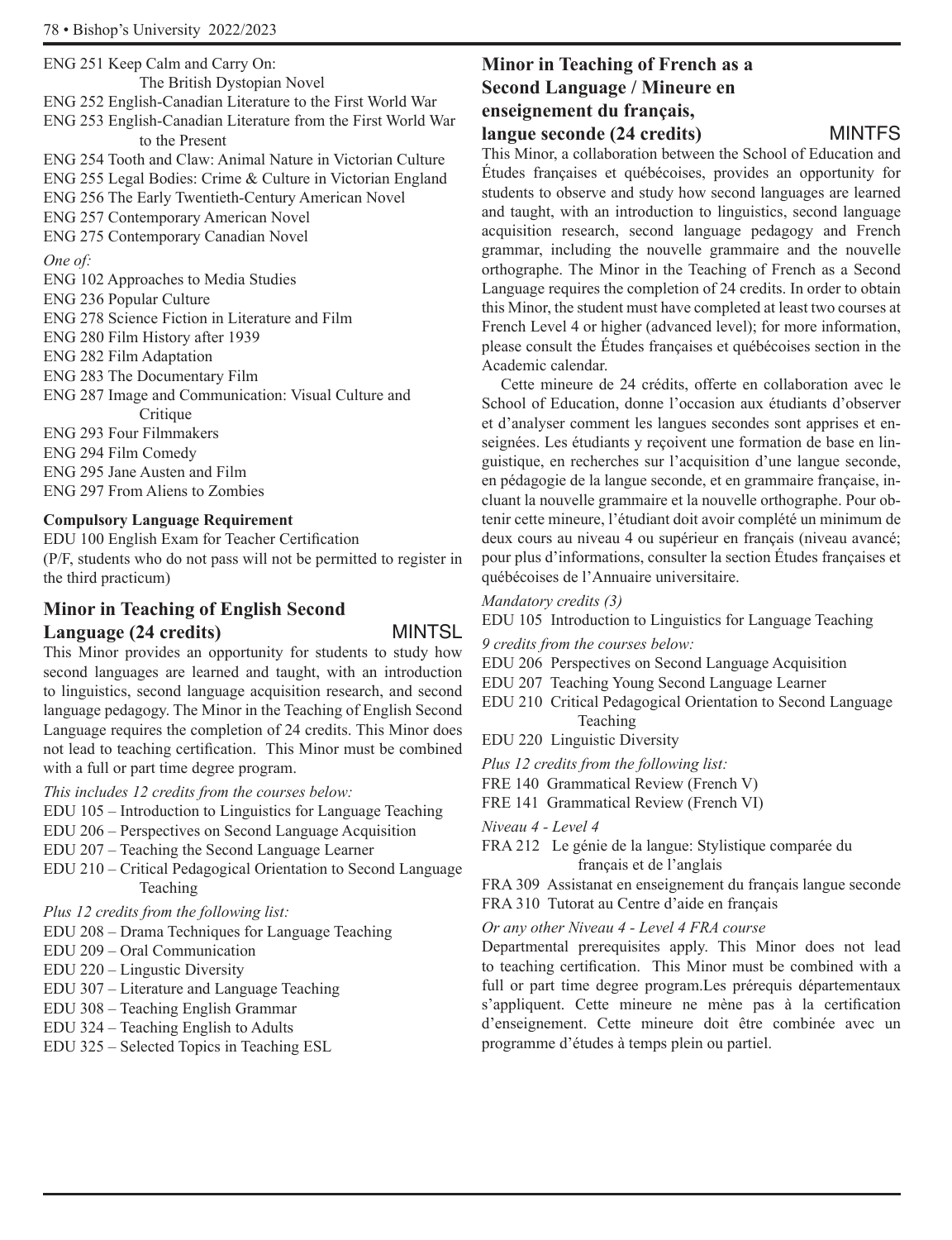ENG 251 Keep Calm and Carry On: The British Dystopian Novel
ENG 252 English-Canadian Literature to the First World War
ENG 253 English-Canadian Literature from the First World War to the Present
ENG 254 Tooth and Claw: Animal Nature in Victorian Culture
ENG 255 Legal Bodies: Crime & Culture in Victorian England
ENG 256 The Early Twentieth-Century American Novel
ENG 257 Contemporary American Novel
ENG 275 Contemporary Canadian Novel

*One of:*

ENG 102 Approaches to Media Studies
ENG 236 Popular Culture
ENG 278 Science Fiction in Literature and Film
ENG 280 Film History after 1939
ENG 282 Film Adaptation
ENG 283 The Documentary Film
ENG 287 Image and Communication: Visual Culture and Critique
ENG 293 Four Filmmakers
ENG 294 Film Comedy
ENG 295 Jane Austen and Film
ENG 297 From Aliens to Zombies

**Compulsory Language Requirement**

EDU 100 English Exam for Teacher Certification
(P/F, students who do not pass will not be permitted to register in the third practicum)

## Minor in Teaching of English Second Language (24 credits) MINTSL

This Minor provides an opportunity for students to study how second languages are learned and taught, with an introduction to linguistics, second language acquisition research, and second language pedagogy. The Minor in the Teaching of English Second Language requires the completion of 24 credits. This Minor does not lead to teaching certification. This Minor must be combined with a full or part time degree program.

*This includes 12 credits from the courses below:*

EDU 105 – Introduction to Linguistics for Language Teaching
EDU 206 – Perspectives on Second Language Acquisition
EDU 207 – Teaching the Second Language Learner
EDU 210 – Critical Pedagogical Orientation to Second Language Teaching

*Plus 12 credits from the following list:*

EDU 208 – Drama Techniques for Language Teaching
EDU 209 – Oral Communication
EDU 220 – Lingustic Diversity
EDU 307 – Literature and Language Teaching
EDU 308 – Teaching English Grammar
EDU 324 – Teaching English to Adults
EDU 325 – Selected Topics in Teaching ESL

## Minor in Teaching of French as a Second Language / Mineure en enseignement du français, langue seconde (24 credits) MINTFS

This Minor, a collaboration between the School of Education and Études françaises et québécoises, provides an opportunity for students to observe and study how second languages are learned and taught, with an introduction to linguistics, second language acquisition research, second language pedagogy and French grammar, including the nouvelle grammaire and the nouvelle orthographe. The Minor in the Teaching of French as a Second Language requires the completion of 24 credits. In order to obtain this Minor, the student must have completed at least two courses at French Level 4 or higher (advanced level); for more information, please consult the Études françaises et québécoises section in the Academic calendar.

Cette mineure de 24 crédits, offerte en collaboration avec le School of Education, donne l'occasion aux étudiants d'observer et d'analyser comment les langues secondes sont apprises et enseignées. Les étudiants y reçoivent une formation de base en linguistique, en recherches sur l'acquisition d'une langue seconde, en pédagogie de la langue seconde, et en grammaire française, incluant la nouvelle grammaire et la nouvelle orthographe. Pour obtenir cette mineure, l'étudiant doit avoir complété un minimum de deux cours au niveau 4 ou supérieur en français (niveau avancé; pour plus d'informations, consulter la section Études françaises et québécoises de l'Annuaire universitaire.

*Mandatory credits (3)*

EDU 105 Introduction to Linguistics for Language Teaching

*9 credits from the courses below:*

EDU 206 Perspectives on Second Language Acquisition
EDU 207 Teaching Young Second Language Learner
EDU 210 Critical Pedagogical Orientation to Second Language Teaching
EDU 220 Linguistic Diversity

*Plus 12 credits from the following list:*

FRE 140 Grammatical Review (French V)
FRE 141 Grammatical Review (French VI)

*Niveau 4 - Level 4*

FRA 212 Le génie de la langue: Stylistique comparée du français et de l'anglais
FRA 309 Assistanat en enseignement du français langue seconde
FRA 310 Tutorat au Centre d'aide en français

*Or any other Niveau 4 - Level 4 FRA course*

Departmental prerequisites apply. This Minor does not lead to teaching certification. This Minor must be combined with a full or part time degree program.Les prérequis départementaux s'appliquent. Cette mineure ne mène pas à la certification d'enseignement. Cette mineure doit être combinée avec un programme d'études à temps plein ou partiel.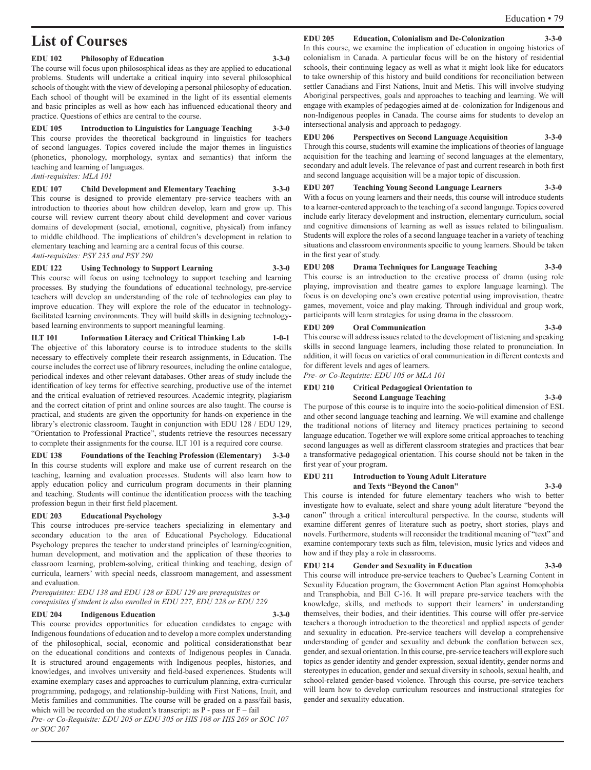# List of Courses

**EDU 102 Philosophy of Education 3-3-0**

The course will focus upon philososphical ideas as they are applied to educational problems. Students will undertake a critical inquiry into several philosophical schools of thought with the view of developing a personal philosophy of education. Each school of thought will be examined in the light of its essential elements and basic principles as well as how each has influenced educational theory and practice. Questions of ethics are central to the course.

**EDU 105 Introduction to Linguistics for Language Teaching 3-3-0**

This course provides the theoretical background in linguistics for teachers of second languages. Topics covered include the major themes in linguistics (phonetics, phonology, morphology, syntax and semantics) that inform the teaching and learning of languages.

*Anti-requisites: MLA 101*

**EDU 107 Child Development and Elementary Teaching 3-3-0**

This course is designed to provide elementary pre-service teachers with an introduction to theories about how children develop, learn and grow up. This course will review current theory about child development and cover various domains of development (social, emotional, cognitive, physical) from infancy to middle childhood. The implications of children's development in relation to elementary teaching and learning are a central focus of this course.

*Anti-requisites: PSY 235 and PSY 290*

**EDU 122 Using Technology to Support Learning 3-3-0**

This course will focus on using technology to support teaching and learning processes. By studying the foundations of educational technology, pre-service teachers will develop an understanding of the role of technologies can play to improve education. They will explore the role of the educator in technology-facilitated learning environments. They will build skills in designing technology-based learning environments to support meaningful learning.

**ILT 101 Information Literacy and Critical Thinking Lab 1-0-1**

The objective of this laboratory course is to introduce students to the skills necessary to effectively complete their research assignments, in Education. The course includes the correct use of library resources, including the online catalogue, periodical indexes and other relevant databases. Other areas of study include the identification of key terms for effective searching, productive use of the internet and the critical evaluation of retrieved resources. Academic integrity, plagiarism and the correct citation of print and online sources are also taught. The course is practical, and students are given the opportunity for hands-on experience in the library's electronic classroom. Taught in conjunction with EDU 128 / EDU 129, "Orientation to Professional Practice", students retrieve the resources necessary to complete their assignments for the course. ILT 101 is a required core course.

**EDU 138 Foundations of the Teaching Profession (Elementary) 3-3-0**

In this course students will explore and make use of current research on the teaching, learning and evaluation processes. Students will also learn how to apply education policy and curriculum program documents in their planning and teaching. Students will continue the identification process with the teaching profession begun in their first field placement.

**EDU 203 Educational Psychology 3-3-0**

This course introduces pre-service teachers specializing in elementary and secondary education to the area of Educational Psychology. Educational Psychology prepares the teacher to understand principles of learning/cognition, human development, and motivation and the application of these theories to classroom learning, problem-solving, critical thinking and teaching, design of curricula, learners' with special needs, classroom management, and assessment and evaluation.

*Prerequisites: EDU 138 and EDU 128 or EDU 129 are prerequisites or corequisites if student is also enrolled in EDU 227, EDU 228 or EDU 229*

**EDU 204 Indigenous Education 3-3-0**

This course provides opportunities for education candidates to engage with Indigenous foundations of education and to develop a more complex understanding of the philosophical, social, economic and political considerationsthat bear on the educational conditions and contexts of Indigenous peoples in Canada. It is structured around engagements with Indigenous peoples, histories, and knowledges, and involves university and field-based experiences. Students will examine exemplary cases and approaches to curriculum planning, extra-curricular programming, pedagogy, and relationship-building with First Nations, Inuit, and Metis families and communities. The course will be graded on a pass/fail basis, which will be recorded on the student's transcript: as P - pass or F – fail

*Pre- or Co-Requisite: EDU 205 or EDU 305 or HIS 108 or HIS 269 or SOC 107 or SOC 207*

**EDU 205 Education, Colonialism and De-Colonization 3-3-0**

In this course, we examine the implication of education in ongoing histories of colonialism in Canada. A particular focus will be on the history of residential schools, their continuing legacy as well as what it might look like for educators to take ownership of this history and build conditions for reconciliation between settler Canadians and First Nations, Inuit and Metis. This will involve studying Aboriginal perspectives, goals and approaches to teaching and learning. We will engage with examples of pedagogies aimed at de- colonization for Indigenous and non-Indigenous peoples in Canada. The course aims for students to develop an intersectional analysis and approach to pedagogy.

**EDU 206 Perspectives on Second Language Acquisition 3-3-0**

Through this course, students will examine the implications of theories of language acquisition for the teaching and learning of second languages at the elementary, secondary and adult levels. The relevance of past and current research in both first and second language acquisition will be a major topic of discussion.

**EDU 207 Teaching Young Second Language Learners 3-3-0**

With a focus on young learners and their needs, this course will introduce students to a learner-centered approach to the teaching of a second language. Topics covered include early literacy development and instruction, elementary curriculum, social and cognitive dimensions of learning as well as issues related to bilingualism. Students will explore the roles of a second language teacher in a variety of teaching situations and classroom environments specific to young learners. Should be taken in the first year of study.

**EDU 208 Drama Techniques for Language Teaching 3-3-0**

This course is an introduction to the creative process of drama (using role playing, improvisation and theatre games to explore language learning). The focus is on developing one's own creative potential using improvisation, theatre games, movement, voice and play making. Through individual and group work, participants will learn strategies for using drama in the classroom.

**EDU 209 Oral Communication 3-3-0**

This course will address issues related to the development of listening and speaking skills in second language learners, including those related to pronunciation. In addition, it will focus on varieties of oral communication in different contexts and for different levels and ages of learners.

*Pre- or Co-Requisite: EDU 105 or MLA 101*

**EDU 210 Critical Pedagogical Orientation to Second Language Teaching 3-3-0**

The purpose of this course is to inquire into the socio-political dimension of ESL and other second language teaching and learning. We will examine and challenge the traditional notions of literacy and literacy practices pertaining to second language education. Together we will explore some critical approaches to teaching second languages as well as different classroom strategies and practices that bear a transformative pedagogical orientation. This course should not be taken in the first year of your program.

**EDU 211 Introduction to Young Adult Literature and Texts "Beyond the Canon" 3-3-0**

This course is intended for future elementary teachers who wish to better investigate how to evaluate, select and share young adult literature "beyond the canon" through a critical intercultural perspective. In the course, students will examine different genres of literature such as poetry, short stories, plays and novels. Furthermore, students will reconsider the traditional meaning of "text" and examine contemporary texts such as film, television, music lyrics and videos and how and if they play a role in classrooms.

**EDU 214 Gender and Sexuality in Education 3-3-0**

This course will introduce pre-service teachers to Quebec's Learning Content in Sexuality Education program, the Government Action Plan against Homophobia and Transphobia, and Bill C-16. It will prepare pre-service teachers with the knowledge, skills, and methods to support their learners' in understanding themselves, their bodies, and their identities. This course will offer pre-service teachers a thorough introduction to the theoretical and applied aspects of gender and sexuality in education. Pre-service teachers will develop a comprehensive understanding of gender and sexuality and debunk the conflation between sex, gender, and sexual orientation. In this course, pre-service teachers will explore such topics as gender identity and gender expression, sexual identity, gender norms and stereotypes in education, gender and sexual diversity in schools, sexual health, and school-related gender-based violence. Through this course, pre-service teachers will learn how to develop curriculum resources and instructional strategies for gender and sexuality education.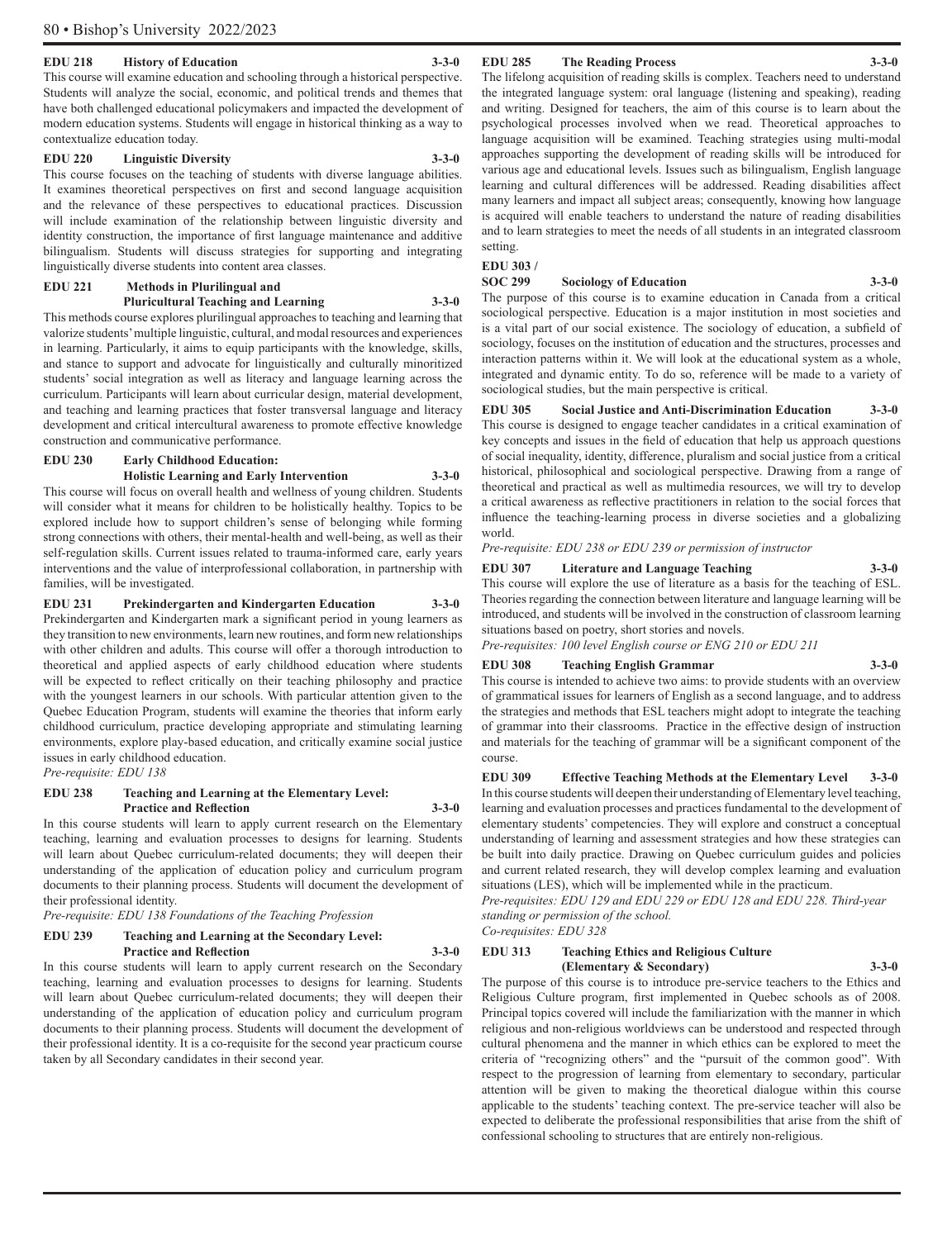**EDU 218 History of Education 3-3-0**

This course will examine education and schooling through a historical perspective. Students will analyze the social, economic, and political trends and themes that have both challenged educational policymakers and impacted the development of modern education systems. Students will engage in historical thinking as a way to contextualize education today.

**EDU 220 Linguistic Diversity 3-3-0**

This course focuses on the teaching of students with diverse language abilities. It examines theoretical perspectives on first and second language acquisition and the relevance of these perspectives to educational practices. Discussion will include examination of the relationship between linguistic diversity and identity construction, the importance of first language maintenance and additive bilingualism. Students will discuss strategies for supporting and integrating linguistically diverse students into content area classes.

**EDU 221 Methods in Plurilingual and Pluricultural Teaching and Learning 3-3-0**

This methods course explores plurilingual approaches to teaching and learning that valorize students' multiple linguistic, cultural, and modal resources and experiences in learning. Particularly, it aims to equip participants with the knowledge, skills, and stance to support and advocate for linguistically and culturally minoritized students' social integration as well as literacy and language learning across the curriculum. Participants will learn about curricular design, material development, and teaching and learning practices that foster transversal language and literacy development and critical intercultural awareness to promote effective knowledge construction and communicative performance.

**EDU 230 Early Childhood Education: Holistic Learning and Early Intervention 3-3-0**

This course will focus on overall health and wellness of young children. Students will consider what it means for children to be holistically healthy. Topics to be explored include how to support children's sense of belonging while forming strong connections with others, their mental-health and well-being, as well as their self-regulation skills. Current issues related to trauma-informed care, early years interventions and the value of interprofessional collaboration, in partnership with families, will be investigated.

**EDU 231 Prekindergarten and Kindergarten Education 3-3-0**

Prekindergarten and Kindergarten mark a significant period in young learners as they transition to new environments, learn new routines, and form new relationships with other children and adults. This course will offer a thorough introduction to theoretical and applied aspects of early childhood education where students will be expected to reflect critically on their teaching philosophy and practice with the youngest learners in our schools. With particular attention given to the Quebec Education Program, students will examine the theories that inform early childhood curriculum, practice developing appropriate and stimulating learning environments, explore play-based education, and critically examine social justice issues in early childhood education.

*Pre-requisite: EDU 138*

**EDU 238 Teaching and Learning at the Elementary Level: Practice and Reflection 3-3-0**

In this course students will learn to apply current research on the Elementary teaching, learning and evaluation processes to designs for learning. Students will learn about Quebec curriculum-related documents; they will deepen their understanding of the application of education policy and curriculum program documents to their planning process. Students will document the development of their professional identity.

*Pre-requisite: EDU 138 Foundations of the Teaching Profession*

**EDU 239 Teaching and Learning at the Secondary Level: Practice and Reflection 3-3-0**

In this course students will learn to apply current research on the Secondary teaching, learning and evaluation processes to designs for learning. Students will learn about Quebec curriculum-related documents; they will deepen their understanding of the application of education policy and curriculum program documents to their planning process. Students will document the development of their professional identity. It is a co-requisite for the second year practicum course taken by all Secondary candidates in their second year.

**EDU 285 The Reading Process 3-3-0**

The lifelong acquisition of reading skills is complex. Teachers need to understand the integrated language system: oral language (listening and speaking), reading and writing. Designed for teachers, the aim of this course is to learn about the psychological processes involved when we read. Theoretical approaches to language acquisition will be examined. Teaching strategies using multi-modal approaches supporting the development of reading skills will be introduced for various age and educational levels. Issues such as bilingualism, English language learning and cultural differences will be addressed. Reading disabilities affect many learners and impact all subject areas; consequently, knowing how language is acquired will enable teachers to understand the nature of reading disabilities and to learn strategies to meet the needs of all students in an integrated classroom setting.

**EDU 303 / SOC 299 Sociology of Education 3-3-0**

The purpose of this course is to examine education in Canada from a critical sociological perspective. Education is a major institution in most societies and is a vital part of our social existence. The sociology of education, a subfield of sociology, focuses on the institution of education and the structures, processes and interaction patterns within it. We will look at the educational system as a whole, integrated and dynamic entity. To do so, reference will be made to a variety of sociological studies, but the main perspective is critical.

**EDU 305 Social Justice and Anti-Discrimination Education 3-3-0**

This course is designed to engage teacher candidates in a critical examination of key concepts and issues in the field of education that help us approach questions of social inequality, identity, difference, pluralism and social justice from a critical historical, philosophical and sociological perspective. Drawing from a range of theoretical and practical as well as multimedia resources, we will try to develop a critical awareness as reflective practitioners in relation to the social forces that influence the teaching-learning process in diverse societies and a globalizing world.

*Pre-requisite: EDU 238 or EDU 239 or permission of instructor*

**EDU 307 Literature and Language Teaching 3-3-0**

This course will explore the use of literature as a basis for the teaching of ESL. Theories regarding the connection between literature and language learning will be introduced, and students will be involved in the construction of classroom learning situations based on poetry, short stories and novels.

*Pre-requisites: 100 level English course or ENG 210 or EDU 211*

**EDU 308 Teaching English Grammar 3-3-0**

This course is intended to achieve two aims: to provide students with an overview of grammatical issues for learners of English as a second language, and to address the strategies and methods that ESL teachers might adopt to integrate the teaching of grammar into their classrooms. Practice in the effective design of instruction and materials for the teaching of grammar will be a significant component of the course.

**EDU 309 Effective Teaching Methods at the Elementary Level 3-3-0**

In this course students will deepen their understanding of Elementary level teaching, learning and evaluation processes and practices fundamental to the development of elementary students' competencies. They will explore and construct a conceptual understanding of learning and assessment strategies and how these strategies can be built into daily practice. Drawing on Quebec curriculum guides and policies and current related research, they will develop complex learning and evaluation situations (LES), which will be implemented while in the practicum.

*Pre-requisites: EDU 129 and EDU 229 or EDU 128 and EDU 228. Third-year standing or permission of the school.*

*Co-requisites: EDU 328*

**EDU 313 Teaching Ethics and Religious Culture (Elementary & Secondary) 3-3-0**

The purpose of this course is to introduce pre-service teachers to the Ethics and Religious Culture program, first implemented in Quebec schools as of 2008. Principal topics covered will include the familiarization with the manner in which religious and non-religious worldviews can be understood and respected through cultural phenomena and the manner in which ethics can be explored to meet the criteria of "recognizing others" and the "pursuit of the common good". With respect to the progression of learning from elementary to secondary, particular attention will be given to making the theoretical dialogue within this course applicable to the students' teaching context. The pre-service teacher will also be expected to deliberate the professional responsibilities that arise from the shift of confessional schooling to structures that are entirely non-religious.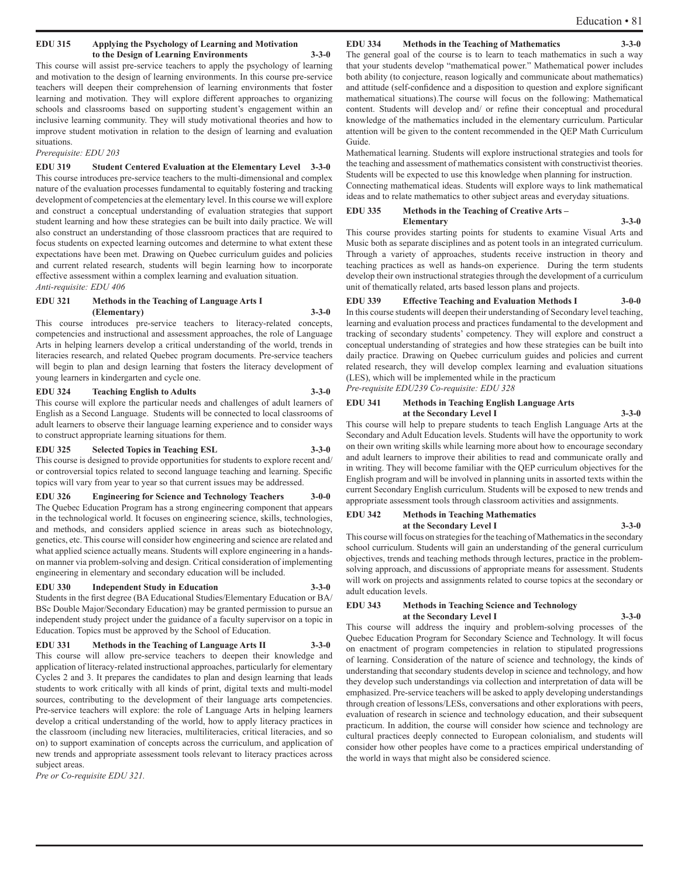**EDU 315 Applying the Psychology of Learning and Motivation to the Design of Learning Environments 3-3-0**

This course will assist pre-service teachers to apply the psychology of learning and motivation to the design of learning environments. In this course pre-service teachers will deepen their comprehension of learning environments that foster learning and motivation. They will explore different approaches to organizing schools and classrooms based on supporting student's engagement within an inclusive learning community. They will study motivational theories and how to improve student motivation in relation to the design of learning and evaluation situations.

*Prerequisite: EDU 203*

**EDU 319 Student Centered Evaluation at the Elementary Level 3-3-0**

This course introduces pre-service teachers to the multi-dimensional and complex nature of the evaluation processes fundamental to equitably fostering and tracking development of competencies at the elementary level. In this course we will explore and construct a conceptual understanding of evaluation strategies that support student learning and how these strategies can be built into daily practice. We will also construct an understanding of those classroom practices that are required to focus students on expected learning outcomes and determine to what extent these expectations have been met. Drawing on Quebec curriculum guides and policies and current related research, students will begin learning how to incorporate effective assessment within a complex learning and evaluation situation.

*Anti-requisite: EDU 406*

**EDU 321 Methods in the Teaching of Language Arts I (Elementary) 3-3-0**

This course introduces pre-service teachers to literacy-related concepts, competencies and instructional and assessment approaches, the role of Language Arts in helping learners develop a critical understanding of the world, trends in literacies research, and related Quebec program documents. Pre-service teachers will begin to plan and design learning that fosters the literacy development of young learners in kindergarten and cycle one.

**EDU 324 Teaching English to Adults 3-3-0**

This course will explore the particular needs and challenges of adult learners of English as a Second Language. Students will be connected to local classrooms of adult learners to observe their language learning experience and to consider ways to construct appropriate learning situations for them.

**EDU 325 Selected Topics in Teaching ESL 3-3-0**

This course is designed to provide opportunities for students to explore recent and/or controversial topics related to second language teaching and learning. Specific topics will vary from year to year so that current issues may be addressed.

**EDU 326 Engineering for Science and Technology Teachers 3-0-0**

The Quebec Education Program has a strong engineering component that appears in the technological world. It focuses on engineering science, skills, technologies, and methods, and considers applied science in areas such as biotechnology, genetics, etc. This course will consider how engineering and science are related and what applied science actually means. Students will explore engineering in a hands-on manner via problem-solving and design. Critical consideration of implementing engineering in elementary and secondary education will be included.

**EDU 330 Independent Study in Education 3-3-0**

Students in the first degree (BA Educational Studies/Elementary Education or BA/BSc Double Major/Secondary Education) may be granted permission to pursue an independent study project under the guidance of a faculty supervisor on a topic in Education. Topics must be approved by the School of Education.

**EDU 331 Methods in the Teaching of Language Arts II 3-3-0**

This course will allow pre-service teachers to deepen their knowledge and application of literacy-related instructional approaches, particularly for elementary Cycles 2 and 3. It prepares the candidates to plan and design learning that leads students to work critically with all kinds of print, digital texts and multi-model sources, contributing to the development of their language arts competencies. Pre-service teachers will explore: the role of Language Arts in helping learners develop a critical understanding of the world, how to apply literacy practices in the classroom (including new literacies, multiliteracies, critical literacies, and so on) to support examination of concepts across the curriculum, and application of new trends and appropriate assessment tools relevant to literacy practices across subject areas.

*Pre or Co-requisite EDU 321.*

**EDU 334 Methods in the Teaching of Mathematics 3-3-0**

The general goal of the course is to learn to teach mathematics in such a way that your students develop "mathematical power." Mathematical power includes both ability (to conjecture, reason logically and communicate about mathematics) and attitude (self-confidence and a disposition to question and explore significant mathematical situations).The course will focus on the following: Mathematical content. Students will develop and/ or refine their conceptual and procedural knowledge of the mathematics included in the elementary curriculum. Particular attention will be given to the content recommended in the QEP Math Curriculum Guide.

Mathematical learning. Students will explore instructional strategies and tools for the teaching and assessment of mathematics consistent with constructivist theories. Students will be expected to use this knowledge when planning for instruction.

Connecting mathematical ideas. Students will explore ways to link mathematical ideas and to relate mathematics to other subject areas and everyday situations.

**EDU 335 Methods in the Teaching of Creative Arts – Elementary 3-3-0**

This course provides starting points for students to examine Visual Arts and Music both as separate disciplines and as potent tools in an integrated curriculum. Through a variety of approaches, students receive instruction in theory and teaching practices as well as hands-on experience. During the term students develop their own instructional strategies through the development of a curriculum unit of thematically related, arts based lesson plans and projects.

**EDU 339 Effective Teaching and Evaluation Methods I 3-0-0**

In this course students will deepen their understanding of Secondary level teaching, learning and evaluation process and practices fundamental to the development and tracking of secondary students' competency. They will explore and construct a conceptual understanding of strategies and how these strategies can be built into daily practice. Drawing on Quebec curriculum guides and policies and current related research, they will develop complex learning and evaluation situations (LES), which will be implemented while in the practicum

*Pre-requisite EDU239 Co-requisite: EDU 328*

**EDU 341 Methods in Teaching English Language Arts at the Secondary Level I 3-3-0**

This course will help to prepare students to teach English Language Arts at the Secondary and Adult Education levels. Students will have the opportunity to work on their own writing skills while learning more about how to encourage secondary and adult learners to improve their abilities to read and communicate orally and in writing. They will become familiar with the QEP curriculum objectives for the English program and will be involved in planning units in assorted texts within the current Secondary English curriculum. Students will be exposed to new trends and appropriate assessment tools through classroom activities and assignments.

**EDU 342 Methods in Teaching Mathematics at the Secondary Level I 3-3-0**

This course will focus on strategies for the teaching of Mathematics in the secondary school curriculum. Students will gain an understanding of the general curriculum objectives, trends and teaching methods through lectures, practice in the problem-solving approach, and discussions of appropriate means for assessment. Students will work on projects and assignments related to course topics at the secondary or adult education levels.

**EDU 343 Methods in Teaching Science and Technology at the Secondary Level I 3-3-0**

This course will address the inquiry and problem-solving processes of the Quebec Education Program for Secondary Science and Technology. It will focus on enactment of program competencies in relation to stipulated progressions of learning. Consideration of the nature of science and technology, the kinds of understanding that secondary students develop in science and technology, and how they develop such understandings via collection and interpretation of data will be emphasized. Pre-service teachers will be asked to apply developing understandings through creation of lessons/LESs, conversations and other explorations with peers, evaluation of research in science and technology education, and their subsequent practicum. In addition, the course will consider how science and technology are cultural practices deeply connected to European colonialism, and students will consider how other peoples have come to a practices empirical understanding of the world in ways that might also be considered science.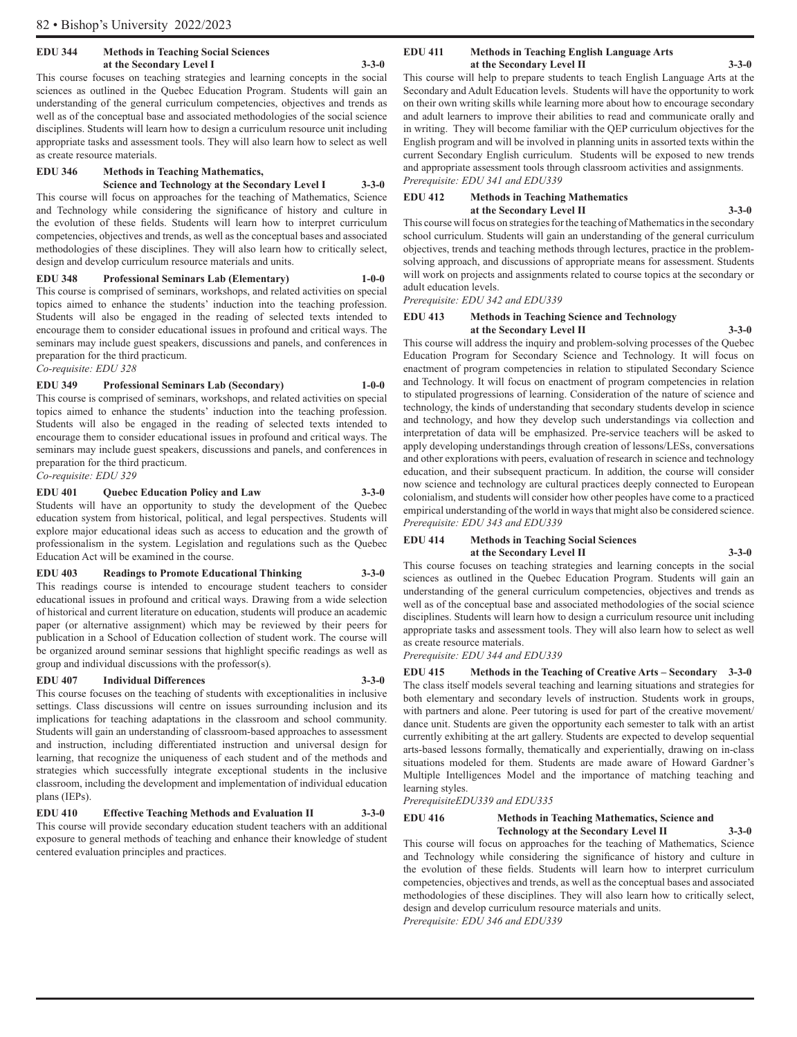**EDU 344 Methods in Teaching Social Sciences at the Secondary Level I 3-3-0**

This course focuses on teaching strategies and learning concepts in the social sciences as outlined in the Quebec Education Program. Students will gain an understanding of the general curriculum competencies, objectives and trends as well as of the conceptual base and associated methodologies of the social science disciplines. Students will learn how to design a curriculum resource unit including appropriate tasks and assessment tools. They will also learn how to select as well as create resource materials.

**EDU 346 Methods in Teaching Mathematics, Science and Technology at the Secondary Level I 3-3-0**

This course will focus on approaches for the teaching of Mathematics, Science and Technology while considering the significance of history and culture in the evolution of these fields. Students will learn how to interpret curriculum competencies, objectives and trends, as well as the conceptual bases and associated methodologies of these disciplines. They will also learn how to critically select, design and develop curriculum resource materials and units.

**EDU 348 Professional Seminars Lab (Elementary) 1-0-0**

This course is comprised of seminars, workshops, and related activities on special topics aimed to enhance the students' induction into the teaching profession. Students will also be engaged in the reading of selected texts intended to encourage them to consider educational issues in profound and critical ways. The seminars may include guest speakers, discussions and panels, and conferences in preparation for the third practicum.

*Co-requisite: EDU 328*

**EDU 349 Professional Seminars Lab (Secondary) 1-0-0**

This course is comprised of seminars, workshops, and related activities on special topics aimed to enhance the students' induction into the teaching profession. Students will also be engaged in the reading of selected texts intended to encourage them to consider educational issues in profound and critical ways. The seminars may include guest speakers, discussions and panels, and conferences in preparation for the third practicum.

*Co-requisite: EDU 329*

**EDU 401 Quebec Education Policy and Law 3-3-0**

Students will have an opportunity to study the development of the Quebec education system from historical, political, and legal perspectives. Students will explore major educational ideas such as access to education and the growth of professionalism in the system. Legislation and regulations such as the Quebec Education Act will be examined in the course.

**EDU 403 Readings to Promote Educational Thinking 3-3-0**

This readings course is intended to encourage student teachers to consider educational issues in profound and critical ways. Drawing from a wide selection of historical and current literature on education, students will produce an academic paper (or alternative assignment) which may be reviewed by their peers for publication in a School of Education collection of student work. The course will be organized around seminar sessions that highlight specific readings as well as group and individual discussions with the professor(s).

**EDU 407 Individual Differences 3-3-0**

This course focuses on the teaching of students with exceptionalities in inclusive settings. Class discussions will centre on issues surrounding inclusion and its implications for teaching adaptations in the classroom and school community. Students will gain an understanding of classroom-based approaches to assessment and instruction, including differentiated instruction and universal design for learning, that recognize the uniqueness of each student and of the methods and strategies which successfully integrate exceptional students in the inclusive classroom, including the development and implementation of individual education plans (IEPs).

**EDU 410 Effective Teaching Methods and Evaluation II 3-3-0**

This course will provide secondary education student teachers with an additional exposure to general methods of teaching and enhance their knowledge of student centered evaluation principles and practices.

**EDU 411 Methods in Teaching English Language Arts at the Secondary Level II 3-3-0**

This course will help to prepare students to teach English Language Arts at the Secondary and Adult Education levels. Students will have the opportunity to work on their own writing skills while learning more about how to encourage secondary and adult learners to improve their abilities to read and communicate orally and in writing. They will become familiar with the QEP curriculum objectives for the English program and will be involved in planning units in assorted texts within the current Secondary English curriculum. Students will be exposed to new trends and appropriate assessment tools through classroom activities and assignments.

*Prerequisite: EDU 341 and EDU339*

**EDU 412 Methods in Teaching Mathematics at the Secondary Level II 3-3-0**

This course will focus on strategies for the teaching of Mathematics in the secondary school curriculum. Students will gain an understanding of the general curriculum objectives, trends and teaching methods through lectures, practice in the problem-solving approach, and discussions of appropriate means for assessment. Students will work on projects and assignments related to course topics at the secondary or adult education levels.

*Prerequisite: EDU 342 and EDU339*

**EDU 413 Methods in Teaching Science and Technology at the Secondary Level II 3-3-0**

This course will address the inquiry and problem-solving processes of the Quebec Education Program for Secondary Science and Technology. It will focus on enactment of program competencies in relation to stipulated Secondary Science and Technology. It will focus on enactment of program competencies in relation to stipulated progressions of learning. Consideration of the nature of science and technology, the kinds of understanding that secondary students develop in science and technology, and how they develop such understandings via collection and interpretation of data will be emphasized. Pre-service teachers will be asked to apply developing understandings through creation of lessons/LESs, conversations and other explorations with peers, evaluation of research in science and technology education, and their subsequent practicum. In addition, the course will consider now science and technology are cultural practices deeply connected to European colonialism, and students will consider how other peoples have come to a practiced empirical understanding of the world in ways that might also be considered science.

*Prerequisite: EDU 343 and EDU339*

**EDU 414 Methods in Teaching Social Sciences at the Secondary Level II 3-3-0**

This course focuses on teaching strategies and learning concepts in the social sciences as outlined in the Quebec Education Program. Students will gain an understanding of the general curriculum competencies, objectives and trends as well as of the conceptual base and associated methodologies of the social science disciplines. Students will learn how to design a curriculum resource unit including appropriate tasks and assessment tools. They will also learn how to select as well as create resource materials.

*Prerequisite: EDU 344 and EDU339*

**EDU 415 Methods in the Teaching of Creative Arts – Secondary 3-3-0**

The class itself models several teaching and learning situations and strategies for both elementary and secondary levels of instruction. Students work in groups, with partners and alone. Peer tutoring is used for part of the creative movement/dance unit. Students are given the opportunity each semester to talk with an artist currently exhibiting at the art gallery. Students are expected to develop sequential arts-based lessons formally, thematically and experientially, drawing on in-class situations modeled for them. Students are made aware of Howard Gardner's Multiple Intelligences Model and the importance of matching teaching and learning styles.

*PrerequisiteEDU339 and EDU335*

**EDU 416 Methods in Teaching Mathematics, Science and Technology at the Secondary Level II 3-3-0**

This course will focus on approaches for the teaching of Mathematics, Science and Technology while considering the significance of history and culture in the evolution of these fields. Students will learn how to interpret curriculum competencies, objectives and trends, as well as the conceptual bases and associated methodologies of these disciplines. They will also learn how to critically select, design and develop curriculum resource materials and units.

*Prerequisite: EDU 346 and EDU339*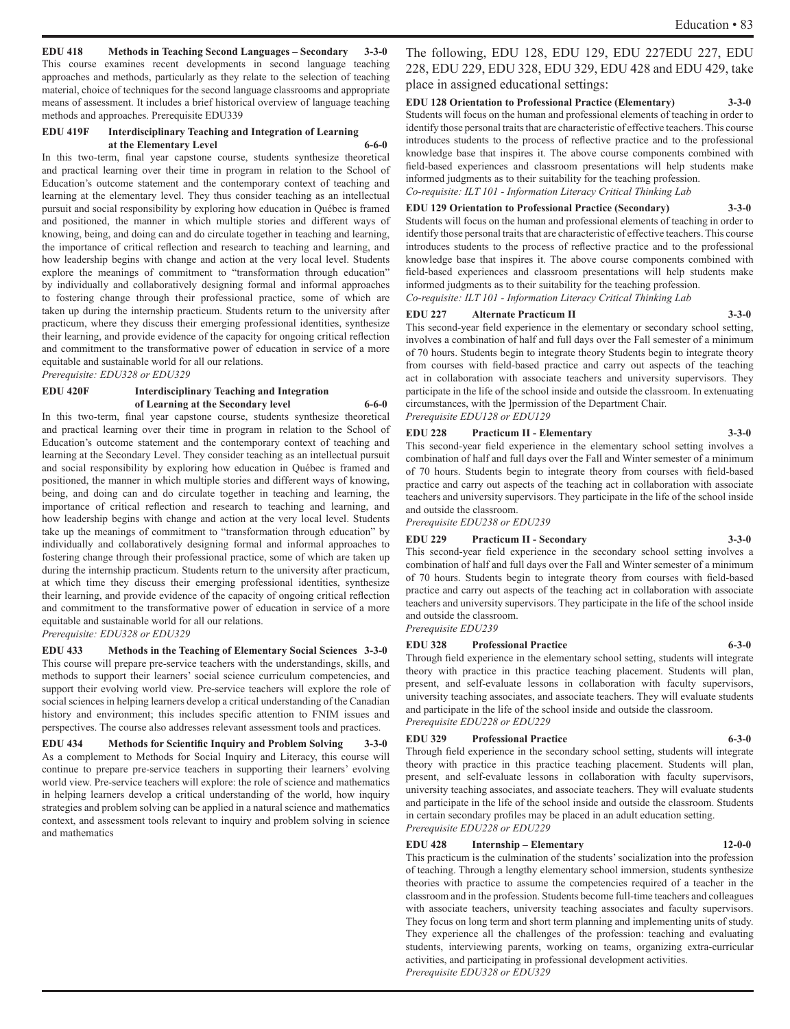**EDU 418 Methods in Teaching Second Languages – Secondary 3-3-0**
This course examines recent developments in second language teaching approaches and methods, particularly as they relate to the selection of teaching material, choice of techniques for the second language classrooms and appropriate means of assessment. It includes a brief historical overview of language teaching methods and approaches. Prerequisite EDU339

**EDU 419F Interdisciplinary Teaching and Integration of Learning at the Elementary Level 6-6-0**
In this two-term, final year capstone course, students synthesize theoretical and practical learning over their time in program in relation to the School of Education's outcome statement and the contemporary context of teaching and learning at the elementary level. They thus consider teaching as an intellectual pursuit and social responsibility by exploring how education in Québec is framed and positioned, the manner in which multiple stories and different ways of knowing, being, and doing can and do circulate together in teaching and learning, the importance of critical reflection and research to teaching and learning, and how leadership begins with change and action at the very local level. Students explore the meanings of commitment to "transformation through education" by individually and collaboratively designing formal and informal approaches to fostering change through their professional practice, some of which are taken up during the internship practicum. Students return to the university after practicum, where they discuss their emerging professional identities, synthesize their learning, and provide evidence of the capacity for ongoing critical reflection and commitment to the transformative power of education in service of a more equitable and sustainable world for all our relations.
*Prerequisite: EDU328 or EDU329*

**EDU 420F Interdisciplinary Teaching and Integration of Learning at the Secondary level 6-6-0**
In this two-term, final year capstone course, students synthesize theoretical and practical learning over their time in program in relation to the School of Education's outcome statement and the contemporary context of teaching and learning at the Secondary Level. They consider teaching as an intellectual pursuit and social responsibility by exploring how education in Québec is framed and positioned, the manner in which multiple stories and different ways of knowing, being, and doing can and do circulate together in teaching and learning, the importance of critical reflection and research to teaching and learning, and how leadership begins with change and action at the very local level. Students take up the meanings of commitment to "transformation through education" by individually and collaboratively designing formal and informal approaches to fostering change through their professional practice, some of which are taken up during the internship practicum. Students return to the university after practicum, at which time they discuss their emerging professional identities, synthesize their learning, and provide evidence of the capacity of ongoing critical reflection and commitment to the transformative power of education in service of a more equitable and sustainable world for all our relations.
*Prerequisite: EDU328 or EDU329*

**EDU 433 Methods in the Teaching of Elementary Social Sciences 3-3-0**
This course will prepare pre-service teachers with the understandings, skills, and methods to support their learners' social science curriculum competencies, and support their evolving world view. Pre-service teachers will explore the role of social sciences in helping learners develop a critical understanding of the Canadian history and environment; this includes specific attention to FNIM issues and perspectives. The course also addresses relevant assessment tools and practices.

**EDU 434 Methods for Scientific Inquiry and Problem Solving 3-3-0**
As a complement to Methods for Social Inquiry and Literacy, this course will continue to prepare pre-service teachers in supporting their learners' evolving world view. Pre-service teachers will explore: the role of science and mathematics in helping learners develop a critical understanding of the world, how inquiry strategies and problem solving can be applied in a natural science and mathematics context, and assessment tools relevant to inquiry and problem solving in science and mathematics

The following, EDU 128, EDU 129, EDU 227EDU 227, EDU 228, EDU 229, EDU 328, EDU 329, EDU 428 and EDU 429, take place in assigned educational settings:

**EDU 128 Orientation to Professional Practice (Elementary) 3-3-0**
Students will focus on the human and professional elements of teaching in order to identify those personal traits that are characteristic of effective teachers. This course introduces students to the process of reflective practice and to the professional knowledge base that inspires it. The above course components combined with field-based experiences and classroom presentations will help students make informed judgments as to their suitability for the teaching profession.
*Co-requisite: ILT 101 - Information Literacy Critical Thinking Lab*

**EDU 129 Orientation to Professional Practice (Secondary) 3-3-0**
Students will focus on the human and professional elements of teaching in order to identify those personal traits that are characteristic of effective teachers. This course introduces students to the process of reflective practice and to the professional knowledge base that inspires it. The above course components combined with field-based experiences and classroom presentations will help students make informed judgments as to their suitability for the teaching profession.
*Co-requisite: ILT 101 - Information Literacy Critical Thinking Lab*

**EDU 227 Alternate Practicum II 3-3-0**
This second-year field experience in the elementary or secondary school setting, involves a combination of half and full days over the Fall semester of a minimum of 70 hours. Students begin to integrate theory Students begin to integrate theory from courses with field-based practice and carry out aspects of the teaching act in collaboration with associate teachers and university supervisors. They participate in the life of the school inside and outside the classroom. In extenuating circumstances, with the ]permission of the Department Chair.
*Prerequisite EDU128 or EDU129*

**EDU 228 Practicum II - Elementary 3-3-0**
This second-year field experience in the elementary school setting involves a combination of half and full days over the Fall and Winter semester of a minimum of 70 hours. Students begin to integrate theory from courses with field-based practice and carry out aspects of the teaching act in collaboration with associate teachers and university supervisors. They participate in the life of the school inside and outside the classroom.
*Prerequisite EDU238 or EDU239*

**EDU 229 Practicum II - Secondary 3-3-0**
This second-year field experience in the secondary school setting involves a combination of half and full days over the Fall and Winter semester of a minimum of 70 hours. Students begin to integrate theory from courses with field-based practice and carry out aspects of the teaching act in collaboration with associate teachers and university supervisors. They participate in the life of the school inside and outside the classroom.
*Prerequisite EDU239*

**EDU 328 Professional Practice 6-3-0**
Through field experience in the elementary school setting, students will integrate theory with practice in this practice teaching placement. Students will plan, present, and self-evaluate lessons in collaboration with faculty supervisors, university teaching associates, and associate teachers. They will evaluate students and participate in the life of the school inside and outside the classroom.
*Prerequisite EDU228 or EDU229*

**EDU 329 Professional Practice 6-3-0**
Through field experience in the secondary school setting, students will integrate theory with practice in this practice teaching placement. Students will plan, present, and self-evaluate lessons in collaboration with faculty supervisors, university teaching associates, and associate teachers. They will evaluate students and participate in the life of the school inside and outside the classroom. Students in certain secondary profiles may be placed in an adult education setting.
*Prerequisite EDU228 or EDU229*

**EDU 428 Internship – Elementary 12-0-0**
This practicum is the culmination of the students' socialization into the profession of teaching. Through a lengthy elementary school immersion, students synthesize theories with practice to assume the competencies required of a teacher in the classroom and in the profession. Students become full-time teachers and colleagues with associate teachers, university teaching associates and faculty supervisors. They focus on long term and short term planning and implementing units of study. They experience all the challenges of the profession: teaching and evaluating students, interviewing parents, working on teams, organizing extra-curricular activities, and participating in professional development activities.
*Prerequisite EDU328 or EDU329*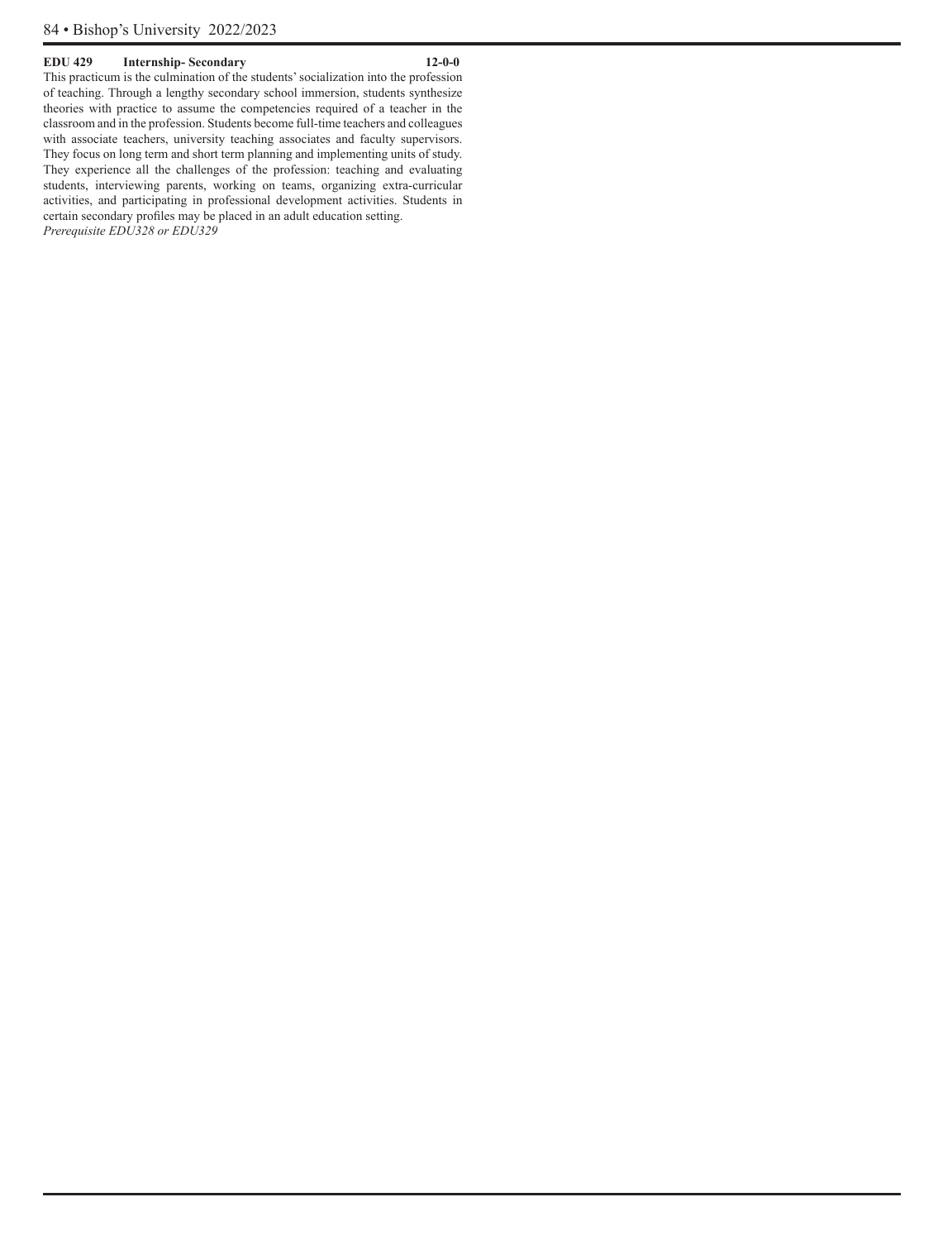**EDU 429 Internship- Secondary 12-0-0**

This practicum is the culmination of the students' socialization into the profession of teaching. Through a lengthy secondary school immersion, students synthesize theories with practice to assume the competencies required of a teacher in the classroom and in the profession. Students become full-time teachers and colleagues with associate teachers, university teaching associates and faculty supervisors. They focus on long term and short term planning and implementing units of study. They experience all the challenges of the profession: teaching and evaluating students, interviewing parents, working on teams, organizing extra-curricular activities, and participating in professional development activities. Students in certain secondary profiles may be placed in an adult education setting.

*Prerequisite EDU328 or EDU329*